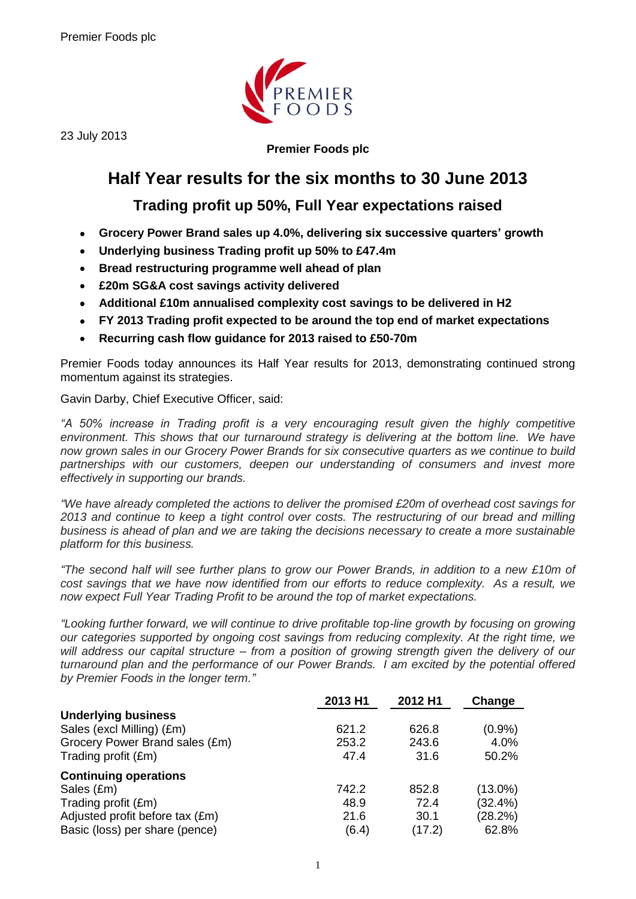Premier Foods plc

23 July 2013

**Premier Foods plc**

# Half Year results for the six months to 30 June 2013

## Trading profit up 50%, Full Year expectations raised

- **Grocery Power Brand sales up 4.0%, delivering six successive quarters' growth**
- **Underlying business Trading profit up 50% to £47.4m**
- **Bread restructuring programme well ahead of plan**
- **£20m SG&A cost savings activity delivered**
- **Additional £10m annualised complexity cost savings to be delivered in H2**
- **FY 2013 Trading profit expected to be around the top end of market expectations**
- **Recurring cash flow guidance for 2013 raised to £50-70m**

Premier Foods today announces its Half Year results for 2013, demonstrating continued strong momentum against its strategies.

Gavin Darby, Chief Executive Officer, said:

*"A 50% increase in Trading profit is a very encouraging result given the highly competitive environment. This shows that our turnaround strategy is delivering at the bottom line. We have now grown sales in our Grocery Power Brands for six consecutive quarters as we continue to build partnerships with our customers, deepen our understanding of consumers and invest more effectively in supporting our brands.*

*"We have already completed the actions to deliver the promised £20m of overhead cost savings for 2013 and continue to keep a tight control over costs. The restructuring of our bread and milling business is ahead of plan and we are taking the decisions necessary to create a more sustainable platform for this business.*

*"The second half will see further plans to grow our Power Brands, in addition to a new £10m of cost savings that we have now identified from our efforts to reduce complexity. As a result, we now expect Full Year Trading Profit to be around the top of market expectations.*

*"Looking further forward, we will continue to drive profitable top-line growth by focusing on growing our categories supported by ongoing cost savings from reducing complexity. At the right time, we will address our capital structure – from a position of growing strength given the delivery of our turnaround plan and the performance of our Power Brands. I am excited by the potential offered by Premier Foods in the longer term."*

| | 2013 H1 | 2012 H1 | Change |
|---|---|---|---|
| **Underlying business** | | | |
| Sales (excl Milling) (£m) | 621.2 | 626.8 | (0.9%) |
| Grocery Power Brand sales (£m) | 253.2 | 243.6 | 4.0% |
| Trading profit (£m) | 47.4 | 31.6 | 50.2% |
| **Continuing operations** | | | |
| Sales (£m) | 742.2 | 852.8 | (13.0%) |
| Trading profit (£m) | 48.9 | 72.4 | (32.4%) |
| Adjusted profit before tax (£m) | 21.6 | 30.1 | (28.2%) |
| Basic (loss) per share (pence) | (6.4) | (17.2) | 62.8% |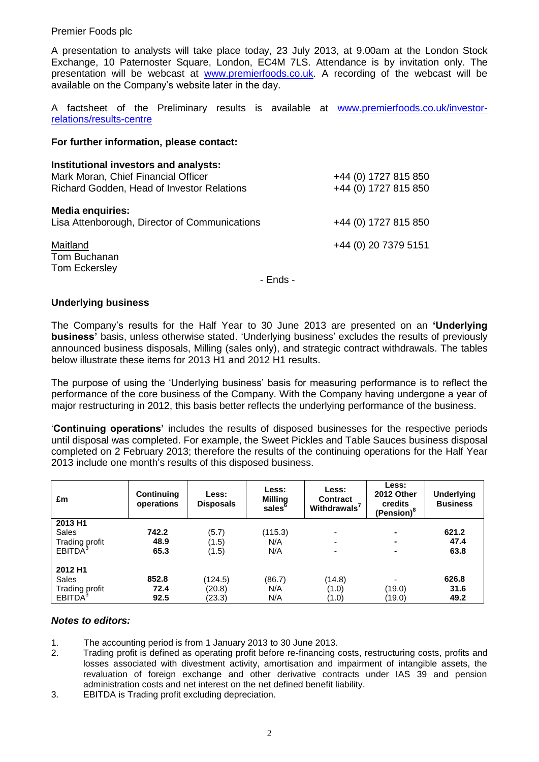Premier Foods plc

A presentation to analysts will take place today, 23 July 2013, at 9.00am at the London Stock Exchange, 10 Paternoster Square, London, EC4M 7LS. Attendance is by invitation only. The presentation will be webcast at www.premierfoods.co.uk. A recording of the webcast will be available on the Company's website later in the day.

A factsheet of the Preliminary results is available at www.premierfoods.co.uk/investor-relations/results-centre

**For further information, please contact:**

**Institutional investors and analysts:**

| | |
|---|---|
| Mark Moran, Chief Financial Officer | +44 (0) 1727 815 850 |
| Richard Godden, Head of Investor Relations | +44 (0) 1727 815 850 |

**Media enquiries:**

| | |
|---|---|
| Lisa Attenborough, Director of Communications | +44 (0) 1727 815 850 |
| Maitland | +44 (0) 20 7379 5151 |
| Tom Buchanan | |
| Tom Eckersley | |

- Ends -

**Underlying business**

The Company's results for the Half Year to 30 June 2013 are presented on an **'Underlying business'** basis, unless otherwise stated. 'Underlying business' excludes the results of previously announced business disposals, Milling (sales only), and strategic contract withdrawals. The tables below illustrate these items for 2013 H1 and 2012 H1 results.

The purpose of using the 'Underlying business' basis for measuring performance is to reflect the performance of the core business of the Company. With the Company having undergone a year of major restructuring in 2012, this basis better reflects the underlying performance of the business.

'**Continuing operations'** includes the results of disposed businesses for the respective periods until disposal was completed. For example, the Sweet Pickles and Table Sauces business disposal completed on 2 February 2013; therefore the results of the continuing operations for the Half Year 2013 include one month's results of this disposed business.

| £m | Continuing operations | Less: Disposals | Less: Milling sales[6] | Less: Contract Withdrawals[7] | Less: 2012 Other credits (Pension)[8] | Underlying Business |
|---|---|---|---|---|---|---|
| **2013 H1** | | | | | | |
| Sales | **742.2** | (5.7) | (115.3) | - | - | **621.2** |
| Trading profit | **48.9** | (1.5) | N/A | - | - | **47.4** |
| EBITDA[3] | **65.3** | (1.5) | N/A | - | - | **63.8** |
| **2012 H1** | | | | | | |
| Sales | **852.8** | (124.5) | (86.7) | (14.8) | - | **626.8** |
| Trading profit | **72.4** | (20.8) | N/A | (1.0) | (19.0) | **31.6** |
| EBITDA[3] | **92.5** | (23.3) | N/A | (1.0) | (19.0) | **49.2** |

***Notes to editors:***

1. The accounting period is from 1 January 2013 to 30 June 2013.
2. Trading profit is defined as operating profit before re-financing costs, restructuring costs, profits and losses associated with divestment activity, amortisation and impairment of intangible assets, the revaluation of foreign exchange and other derivative contracts under IAS 39 and pension administration costs and net interest on the net defined benefit liability.
3. EBITDA is Trading profit excluding depreciation.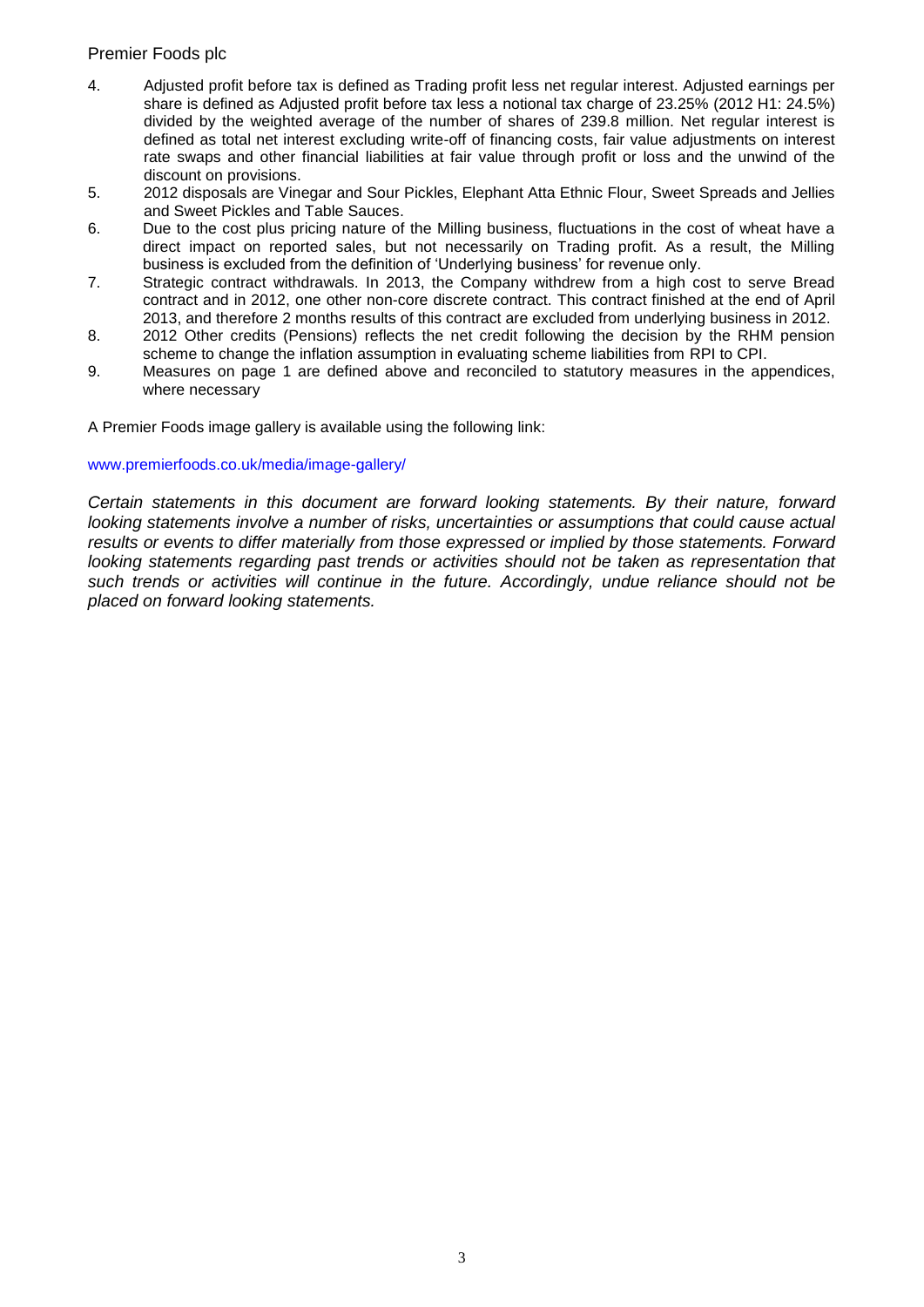4. Adjusted profit before tax is defined as Trading profit less net regular interest. Adjusted earnings per share is defined as Adjusted profit before tax less a notional tax charge of 23.25% (2012 H1: 24.5%) divided by the weighted average of the number of shares of 239.8 million. Net regular interest is defined as total net interest excluding write-off of financing costs, fair value adjustments on interest rate swaps and other financial liabilities at fair value through profit or loss and the unwind of the discount on provisions.
5. 2012 disposals are Vinegar and Sour Pickles, Elephant Atta Ethnic Flour, Sweet Spreads and Jellies and Sweet Pickles and Table Sauces.
6. Due to the cost plus pricing nature of the Milling business, fluctuations in the cost of wheat have a direct impact on reported sales, but not necessarily on Trading profit. As a result, the Milling business is excluded from the definition of 'Underlying business' for revenue only.
7. Strategic contract withdrawals. In 2013, the Company withdrew from a high cost to serve Bread contract and in 2012, one other non-core discrete contract. This contract finished at the end of April 2013, and therefore 2 months results of this contract are excluded from underlying business in 2012.
8. 2012 Other credits (Pensions) reflects the net credit following the decision by the RHM pension scheme to change the inflation assumption in evaluating scheme liabilities from RPI to CPI.
9. Measures on page 1 are defined above and reconciled to statutory measures in the appendices, where necessary

A Premier Foods image gallery is available using the following link:

www.premierfoods.co.uk/media/image-gallery/

*Certain statements in this document are forward looking statements. By their nature, forward looking statements involve a number of risks, uncertainties or assumptions that could cause actual results or events to differ materially from those expressed or implied by those statements. Forward looking statements regarding past trends or activities should not be taken as representation that such trends or activities will continue in the future. Accordingly, undue reliance should not be placed on forward looking statements.*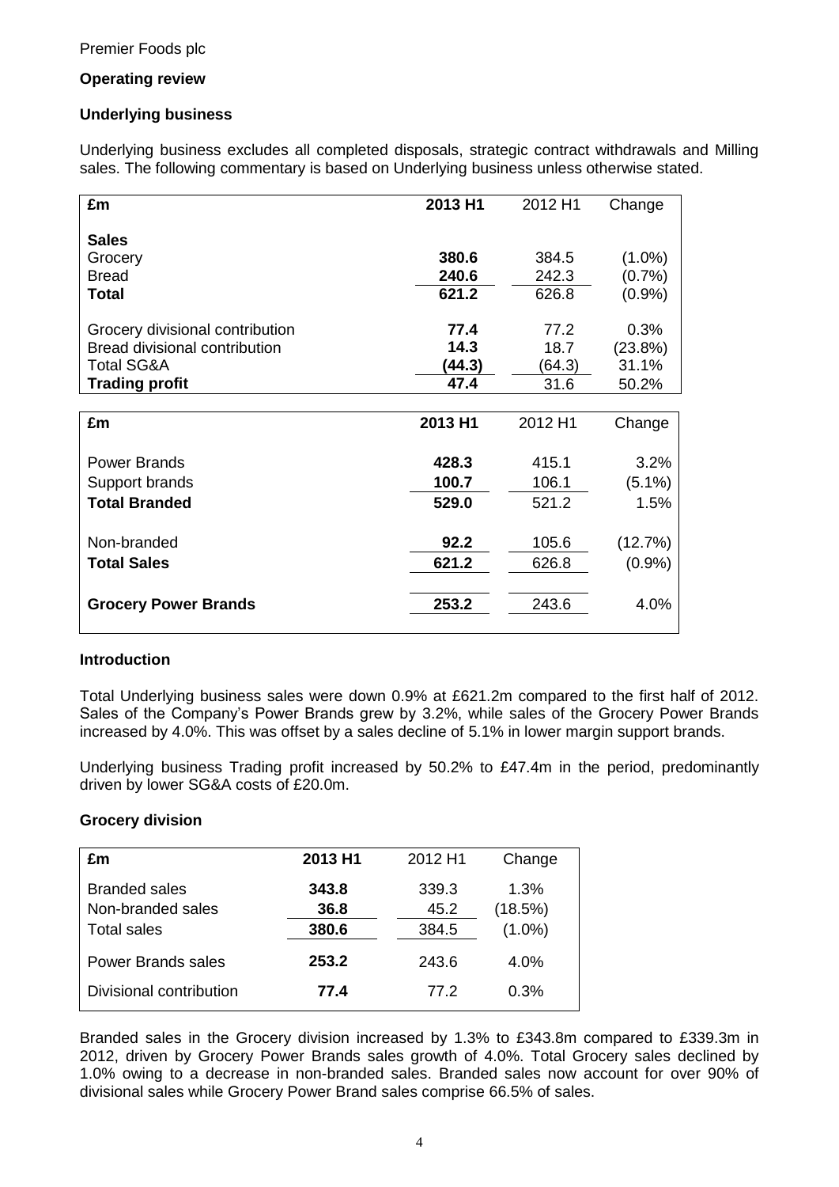Premier Foods plc

**Operating review**

**Underlying business**

Underlying business excludes all completed disposals, strategic contract withdrawals and Milling sales. The following commentary is based on Underlying business unless otherwise stated.

| £m | 2013 H1 | 2012 H1 | Change |
|---|---|---|---|
| **Sales** | | | |
| Grocery | **380.6** | 384.5 | (1.0%) |
| Bread | **240.6** | 242.3 | (0.7%) |
| **Total** | **621.2** | 626.8 | (0.9%) |
| Grocery divisional contribution | **77.4** | 77.2 | 0.3% |
| Bread divisional contribution | **14.3** | 18.7 | (23.8%) |
| Total SG&A | **(44.3)** | (64.3) | 31.1% |
| **Trading profit** | **47.4** | 31.6 | 50.2% |

| £m | 2013 H1 | 2012 H1 | Change |
|---|---|---|---|
| Power Brands | **428.3** | 415.1 | 3.2% |
| Support brands | **100.7** | 106.1 | (5.1%) |
| **Total Branded** | **529.0** | 521.2 | 1.5% |
| Non-branded | **92.2** | 105.6 | (12.7%) |
| **Total Sales** | **621.2** | 626.8 | (0.9%) |
| **Grocery Power Brands** | **253.2** | 243.6 | 4.0% |

**Introduction**

Total Underlying business sales were down 0.9% at £621.2m compared to the first half of 2012. Sales of the Company's Power Brands grew by 3.2%, while sales of the Grocery Power Brands increased by 4.0%. This was offset by a sales decline of 5.1% in lower margin support brands.

Underlying business Trading profit increased by 50.2% to £47.4m in the period, predominantly driven by lower SG&A costs of £20.0m.

**Grocery division**

| £m | 2013 H1 | 2012 H1 | Change |
|---|---|---|---|
| Branded sales | **343.8** | 339.3 | 1.3% |
| Non-branded sales | **36.8** | 45.2 | (18.5%) |
| Total sales | **380.6** | 384.5 | (1.0%) |
| Power Brands sales | **253.2** | 243.6 | 4.0% |
| Divisional contribution | **77.4** | 77.2 | 0.3% |

Branded sales in the Grocery division increased by 1.3% to £343.8m compared to £339.3m in 2012, driven by Grocery Power Brands sales growth of 4.0%. Total Grocery sales declined by 1.0% owing to a decrease in non-branded sales. Branded sales now account for over 90% of divisional sales while Grocery Power Brand sales comprise 66.5% of sales.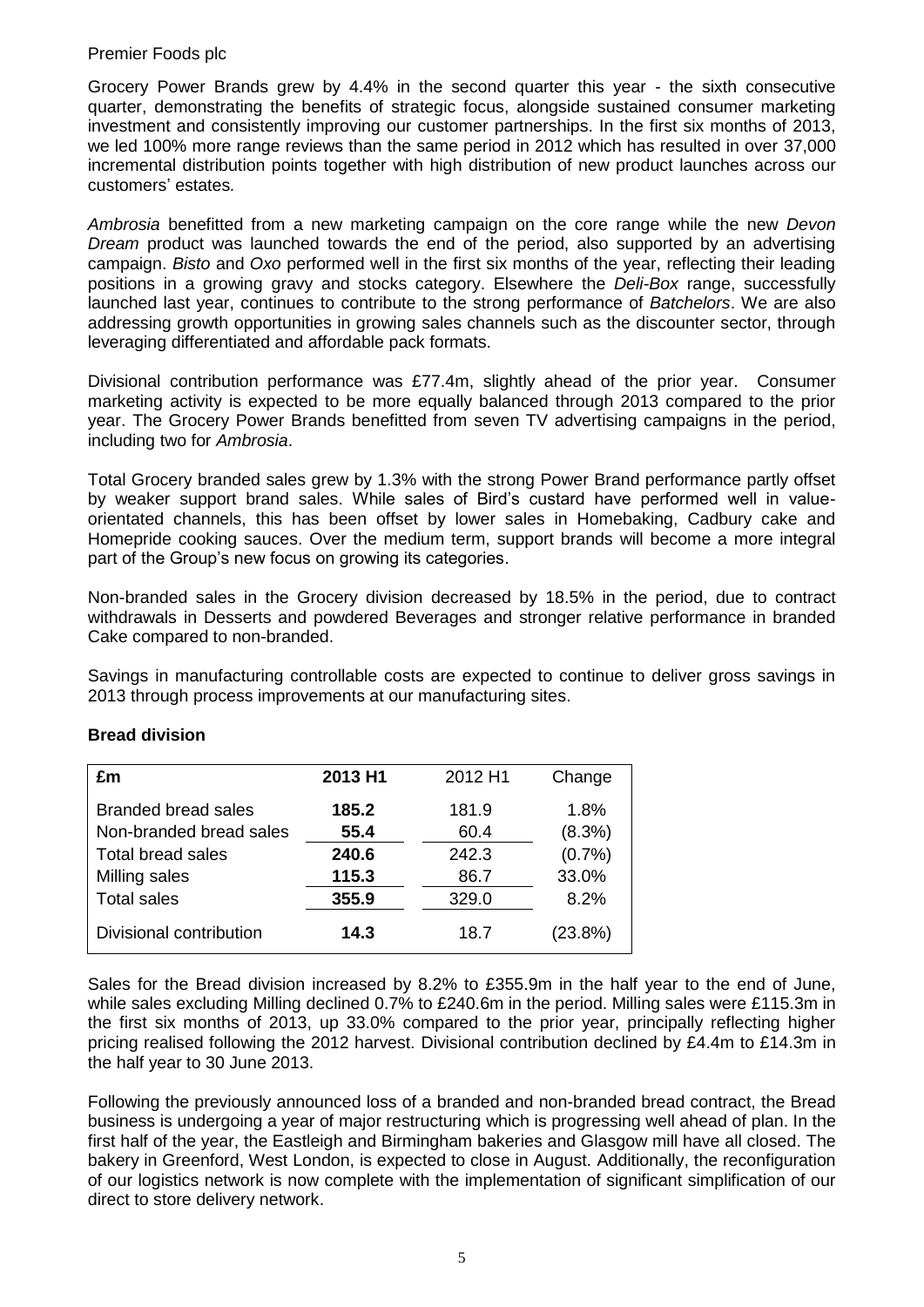Grocery Power Brands grew by 4.4% in the second quarter this year - the sixth consecutive quarter, demonstrating the benefits of strategic focus, alongside sustained consumer marketing investment and consistently improving our customer partnerships. In the first six months of 2013, we led 100% more range reviews than the same period in 2012 which has resulted in over 37,000 incremental distribution points together with high distribution of new product launches across our customers' estates.

*Ambrosia* benefitted from a new marketing campaign on the core range while the new *Devon Dream* product was launched towards the end of the period, also supported by an advertising campaign. *Bisto* and *Oxo* performed well in the first six months of the year, reflecting their leading positions in a growing gravy and stocks category. Elsewhere the *Deli-Box* range, successfully launched last year, continues to contribute to the strong performance of *Batchelors*. We are also addressing growth opportunities in growing sales channels such as the discounter sector, through leveraging differentiated and affordable pack formats.

Divisional contribution performance was £77.4m, slightly ahead of the prior year. Consumer marketing activity is expected to be more equally balanced through 2013 compared to the prior year. The Grocery Power Brands benefitted from seven TV advertising campaigns in the period, including two for *Ambrosia*.

Total Grocery branded sales grew by 1.3% with the strong Power Brand performance partly offset by weaker support brand sales. While sales of Bird's custard have performed well in value-orientated channels, this has been offset by lower sales in Homebaking, Cadbury cake and Homepride cooking sauces. Over the medium term, support brands will become a more integral part of the Group's new focus on growing its categories.

Non-branded sales in the Grocery division decreased by 18.5% in the period, due to contract withdrawals in Desserts and powdered Beverages and stronger relative performance in branded Cake compared to non-branded.

Savings in manufacturing controllable costs are expected to continue to deliver gross savings in 2013 through process improvements at our manufacturing sites.

**Bread division**

| £m | 2013 H1 | 2012 H1 | Change |
|---|---|---|---|
| Branded bread sales | **185.2** | 181.9 | 1.8% |
| Non-branded bread sales | **55.4** | 60.4 | (8.3%) |
| Total bread sales | **240.6** | 242.3 | (0.7%) |
| Milling sales | **115.3** | 86.7 | 33.0% |
| Total sales | **355.9** | 329.0 | 8.2% |
| Divisional contribution | **14.3** | 18.7 | (23.8%) |

Sales for the Bread division increased by 8.2% to £355.9m in the half year to the end of June, while sales excluding Milling declined 0.7% to £240.6m in the period. Milling sales were £115.3m in the first six months of 2013, up 33.0% compared to the prior year, principally reflecting higher pricing realised following the 2012 harvest. Divisional contribution declined by £4.4m to £14.3m in the half year to 30 June 2013.

Following the previously announced loss of a branded and non-branded bread contract, the Bread business is undergoing a year of major restructuring which is progressing well ahead of plan. In the first half of the year, the Eastleigh and Birmingham bakeries and Glasgow mill have all closed. The bakery in Greenford, West London, is expected to close in August. Additionally, the reconfiguration of our logistics network is now complete with the implementation of significant simplification of our direct to store delivery network.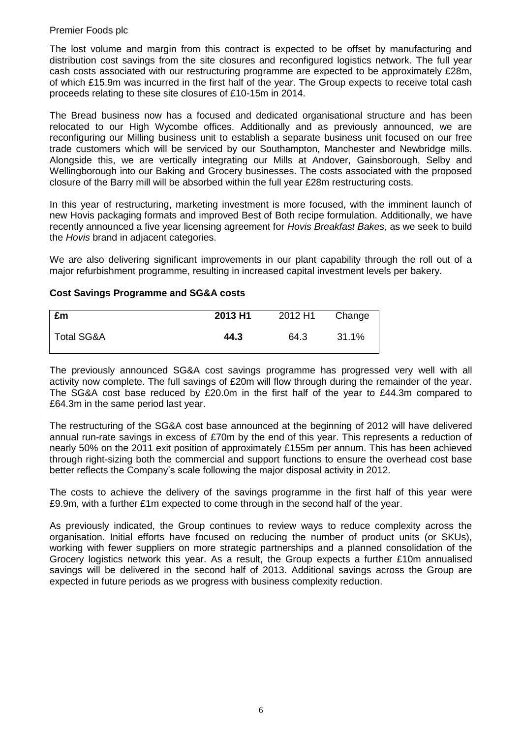The lost volume and margin from this contract is expected to be offset by manufacturing and distribution cost savings from the site closures and reconfigured logistics network. The full year cash costs associated with our restructuring programme are expected to be approximately £28m, of which £15.9m was incurred in the first half of the year. The Group expects to receive total cash proceeds relating to these site closures of £10-15m in 2014.

The Bread business now has a focused and dedicated organisational structure and has been relocated to our High Wycombe offices. Additionally and as previously announced, we are reconfiguring our Milling business unit to establish a separate business unit focused on our free trade customers which will be serviced by our Southampton, Manchester and Newbridge mills. Alongside this, we are vertically integrating our Mills at Andover, Gainsborough, Selby and Wellingborough into our Baking and Grocery businesses. The costs associated with the proposed closure of the Barry mill will be absorbed within the full year £28m restructuring costs.

In this year of restructuring, marketing investment is more focused, with the imminent launch of new Hovis packaging formats and improved Best of Both recipe formulation. Additionally, we have recently announced a five year licensing agreement for *Hovis Breakfast Bakes,* as we seek to build the *Hovis* brand in adjacent categories.

We are also delivering significant improvements in our plant capability through the roll out of a major refurbishment programme, resulting in increased capital investment levels per bakery.

**Cost Savings Programme and SG&A costs**

| **£m** | **2013 H1** | 2012 H1 | Change |
|---|---|---|---|
| Total SG&A | **44.3** | 64.3 | 31.1% |

The previously announced SG&A cost savings programme has progressed very well with all activity now complete. The full savings of £20m will flow through during the remainder of the year. The SG&A cost base reduced by £20.0m in the first half of the year to £44.3m compared to £64.3m in the same period last year.

The restructuring of the SG&A cost base announced at the beginning of 2012 will have delivered annual run-rate savings in excess of £70m by the end of this year. This represents a reduction of nearly 50% on the 2011 exit position of approximately £155m per annum. This has been achieved through right-sizing both the commercial and support functions to ensure the overhead cost base better reflects the Company's scale following the major disposal activity in 2012.

The costs to achieve the delivery of the savings programme in the first half of this year were £9.9m, with a further £1m expected to come through in the second half of the year.

As previously indicated, the Group continues to review ways to reduce complexity across the organisation. Initial efforts have focused on reducing the number of product units (or SKUs), working with fewer suppliers on more strategic partnerships and a planned consolidation of the Grocery logistics network this year. As a result, the Group expects a further £10m annualised savings will be delivered in the second half of 2013. Additional savings across the Group are expected in future periods as we progress with business complexity reduction.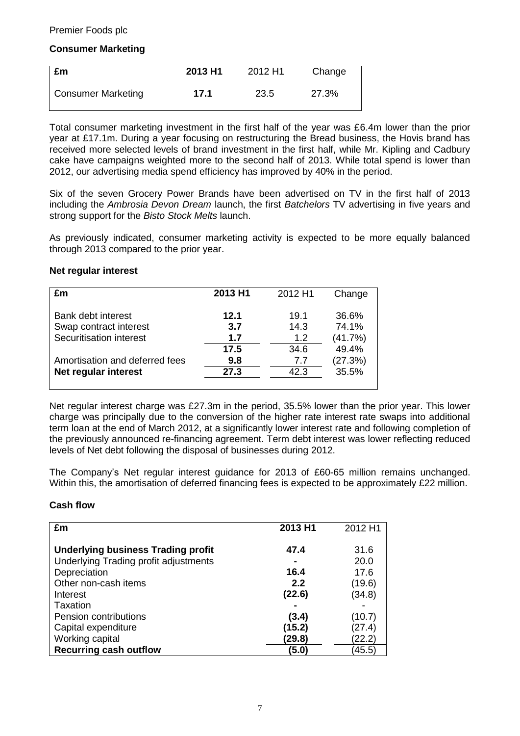## Consumer Marketing

| £m | 2013 H1 | 2012 H1 | Change |
|---|---|---|---|
| Consumer Marketing | **17.1** | 23.5 | 27.3% |

Total consumer marketing investment in the first half of the year was £6.4m lower than the prior year at £17.1m. During a year focusing on restructuring the Bread business, the Hovis brand has received more selected levels of brand investment in the first half, while Mr. Kipling and Cadbury cake have campaigns weighted more to the second half of 2013. While total spend is lower than 2012, our advertising media spend efficiency has improved by 40% in the period.

Six of the seven Grocery Power Brands have been advertised on TV in the first half of 2013 including the *Ambrosia Devon Dream* launch, the first *Batchelors* TV advertising in five years and strong support for the *Bisto Stock Melts* launch.

As previously indicated, consumer marketing activity is expected to be more equally balanced through 2013 compared to the prior year.

## Net regular interest

| £m | 2013 H1 | 2012 H1 | Change |
|---|---|---|---|
| Bank debt interest | **12.1** | 19.1 | 36.6% |
| Swap contract interest | **3.7** | 14.3 | 74.1% |
| Securitisation interest | **1.7** | 1.2 | (41.7%) |
| | **17.5** | 34.6 | 49.4% |
| Amortisation and deferred fees | **9.8** | 7.7 | (27.3%) |
| **Net regular interest** | **27.3** | 42.3 | 35.5% |

Net regular interest charge was £27.3m in the period, 35.5% lower than the prior year. This lower charge was principally due to the conversion of the higher rate interest rate swaps into additional term loan at the end of March 2012, at a significantly lower interest rate and following completion of the previously announced re-financing agreement. Term debt interest was lower reflecting reduced levels of Net debt following the disposal of businesses during 2012.

The Company's Net regular interest guidance for 2013 of £60-65 million remains unchanged. Within this, the amortisation of deferred financing fees is expected to be approximately £22 million.

## Cash flow

| £m | 2013 H1 | 2012 H1 |
|---|---|---|
| **Underlying business Trading profit** | **47.4** | 31.6 |
| Underlying Trading profit adjustments | **-** | 20.0 |
| Depreciation | **16.4** | 17.6 |
| Other non-cash items | **2.2** | (19.6) |
| Interest | **(22.6)** | (34.8) |
| Taxation | **-** | - |
| Pension contributions | **(3.4)** | (10.7) |
| Capital expenditure | **(15.2)** | (27.4) |
| Working capital | **(29.8)** | (22.2) |
| **Recurring cash outflow** | **(5.0)** | (45.5) |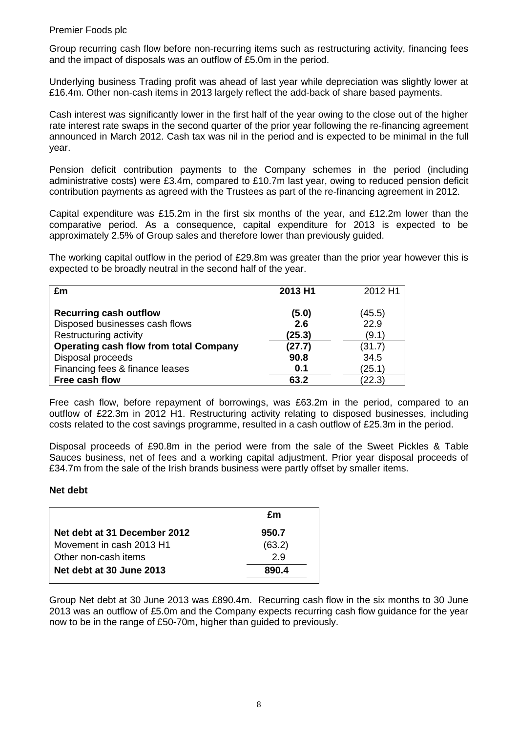Premier Foods plc

Group recurring cash flow before non-recurring items such as restructuring activity, financing fees and the impact of disposals was an outflow of £5.0m in the period.

Underlying business Trading profit was ahead of last year while depreciation was slightly lower at £16.4m. Other non-cash items in 2013 largely reflect the add-back of share based payments.

Cash interest was significantly lower in the first half of the year owing to the close out of the higher rate interest rate swaps in the second quarter of the prior year following the re-financing agreement announced in March 2012. Cash tax was nil in the period and is expected to be minimal in the full year.

Pension deficit contribution payments to the Company schemes in the period (including administrative costs) were £3.4m, compared to £10.7m last year, owing to reduced pension deficit contribution payments as agreed with the Trustees as part of the re-financing agreement in 2012.

Capital expenditure was £15.2m in the first six months of the year, and £12.2m lower than the comparative period. As a consequence, capital expenditure for 2013 is expected to be approximately 2.5% of Group sales and therefore lower than previously guided.

The working capital outflow in the period of £29.8m was greater than the prior year however this is expected to be broadly neutral in the second half of the year.

| £m | 2013 H1 | 2012 H1 |
|---|---|---|
| **Recurring cash outflow** | **(5.0)** | (45.5) |
| Disposed businesses cash flows | **2.6** | 22.9 |
| Restructuring activity | **(25.3)** | (9.1) |
| **Operating cash flow from total Company** | **(27.7)** | (31.7) |
| Disposal proceeds | **90.8** | 34.5 |
| Financing fees & finance leases | **0.1** | (25.1) |
| **Free cash flow** | **63.2** | (22.3) |

Free cash flow, before repayment of borrowings, was £63.2m in the period, compared to an outflow of £22.3m in 2012 H1. Restructuring activity relating to disposed businesses, including costs related to the cost savings programme, resulted in a cash outflow of £25.3m in the period.

Disposal proceeds of £90.8m in the period were from the sale of the Sweet Pickles & Table Sauces business, net of fees and a working capital adjustment. Prior year disposal proceeds of £34.7m from the sale of the Irish brands business were partly offset by smaller items.

**Net debt**

| | £m |
|---|---|
| **Net debt at 31 December 2012** | **950.7** |
| Movement in cash 2013 H1 | (63.2) |
| Other non-cash items | 2.9 |
| **Net debt at 30 June 2013** | **890.4** |

Group Net debt at 30 June 2013 was £890.4m. Recurring cash flow in the six months to 30 June 2013 was an outflow of £5.0m and the Company expects recurring cash flow guidance for the year now to be in the range of £50-70m, higher than guided to previously.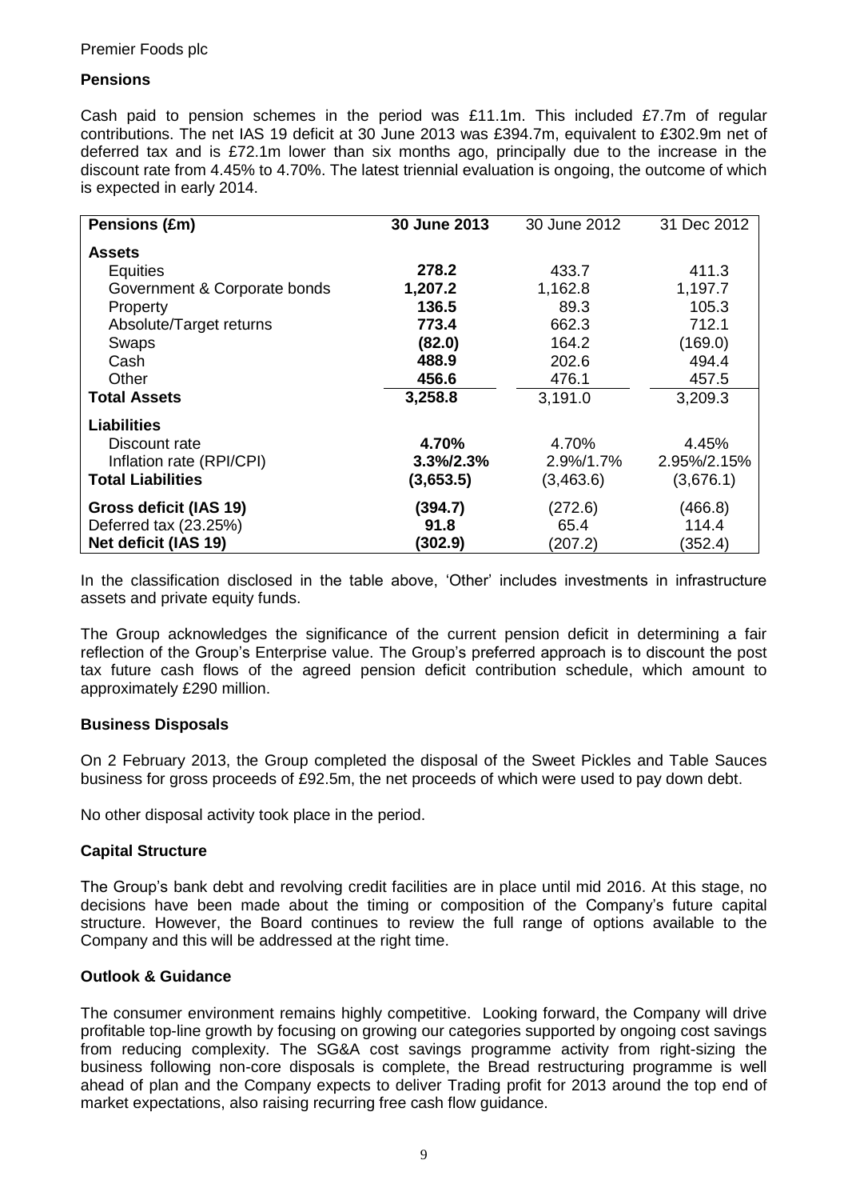Premier Foods plc

## Pensions

Cash paid to pension schemes in the period was £11.1m. This included £7.7m of regular contributions. The net IAS 19 deficit at 30 June 2013 was £394.7m, equivalent to £302.9m net of deferred tax and is £72.1m lower than six months ago, principally due to the increase in the discount rate from 4.45% to 4.70%. The latest triennial evaluation is ongoing, the outcome of which is expected in early 2014.

| Pensions (£m) | 30 June 2013 | 30 June 2012 | 31 Dec 2012 |
|---|---|---|---|
| **Assets** | | | |
| Equities | **278.2** | 433.7 | 411.3 |
| Government & Corporate bonds | **1,207.2** | 1,162.8 | 1,197.7 |
| Property | **136.5** | 89.3 | 105.3 |
| Absolute/Target returns | **773.4** | 662.3 | 712.1 |
| Swaps | **(82.0)** | 164.2 | (169.0) |
| Cash | **488.9** | 202.6 | 494.4 |
| Other | **456.6** | 476.1 | 457.5 |
| **Total Assets** | **3,258.8** | 3,191.0 | 3,209.3 |
| **Liabilities** | | | |
| Discount rate | **4.70%** | 4.70% | 4.45% |
| Inflation rate (RPI/CPI) | **3.3%/2.3%** | 2.9%/1.7% | 2.95%/2.15% |
| **Total Liabilities** | **(3,653.5)** | (3,463.6) | (3,676.1) |
| **Gross deficit (IAS 19)** | **(394.7)** | (272.6) | (466.8) |
| Deferred tax (23.25%) | **91.8** | 65.4 | 114.4 |
| **Net deficit (IAS 19)** | **(302.9)** | (207.2) | (352.4) |

In the classification disclosed in the table above, 'Other' includes investments in infrastructure assets and private equity funds.

The Group acknowledges the significance of the current pension deficit in determining a fair reflection of the Group's Enterprise value. The Group's preferred approach is to discount the post tax future cash flows of the agreed pension deficit contribution schedule, which amount to approximately £290 million.

## Business Disposals

On 2 February 2013, the Group completed the disposal of the Sweet Pickles and Table Sauces business for gross proceeds of £92.5m, the net proceeds of which were used to pay down debt.

No other disposal activity took place in the period.

## Capital Structure

The Group's bank debt and revolving credit facilities are in place until mid 2016. At this stage, no decisions have been made about the timing or composition of the Company's future capital structure. However, the Board continues to review the full range of options available to the Company and this will be addressed at the right time.

## Outlook & Guidance

The consumer environment remains highly competitive. Looking forward, the Company will drive profitable top-line growth by focusing on growing our categories supported by ongoing cost savings from reducing complexity. The SG&A cost savings programme activity from right-sizing the business following non-core disposals is complete, the Bread restructuring programme is well ahead of plan and the Company expects to deliver Trading profit for 2013 around the top end of market expectations, also raising recurring free cash flow guidance.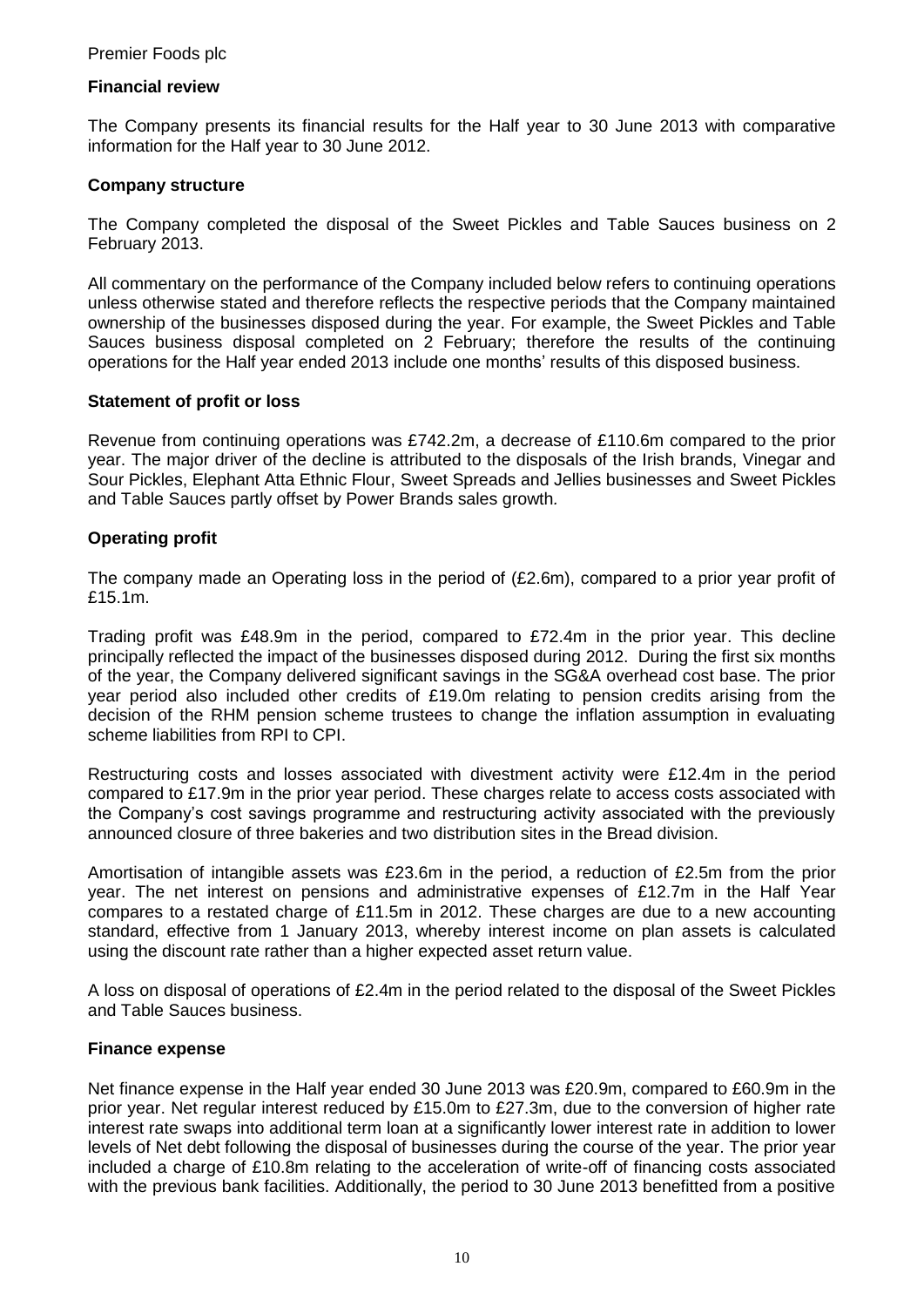Premier Foods plc

## Financial review

The Company presents its financial results for the Half year to 30 June 2013 with comparative information for the Half year to 30 June 2012.

### Company structure

The Company completed the disposal of the Sweet Pickles and Table Sauces business on 2 February 2013.

All commentary on the performance of the Company included below refers to continuing operations unless otherwise stated and therefore reflects the respective periods that the Company maintained ownership of the businesses disposed during the year. For example, the Sweet Pickles and Table Sauces business disposal completed on 2 February; therefore the results of the continuing operations for the Half year ended 2013 include one months' results of this disposed business.

### Statement of profit or loss

Revenue from continuing operations was £742.2m, a decrease of £110.6m compared to the prior year. The major driver of the decline is attributed to the disposals of the Irish brands, Vinegar and Sour Pickles, Elephant Atta Ethnic Flour, Sweet Spreads and Jellies businesses and Sweet Pickles and Table Sauces partly offset by Power Brands sales growth*.*

### Operating profit

The company made an Operating loss in the period of (£2.6m), compared to a prior year profit of £15.1m.

Trading profit was £48.9m in the period, compared to £72.4m in the prior year. This decline principally reflected the impact of the businesses disposed during 2012. During the first six months of the year, the Company delivered significant savings in the SG&A overhead cost base. The prior year period also included other credits of £19.0m relating to pension credits arising from the decision of the RHM pension scheme trustees to change the inflation assumption in evaluating scheme liabilities from RPI to CPI.

Restructuring costs and losses associated with divestment activity were £12.4m in the period compared to £17.9m in the prior year period. These charges relate to access costs associated with the Company's cost savings programme and restructuring activity associated with the previously announced closure of three bakeries and two distribution sites in the Bread division.

Amortisation of intangible assets was £23.6m in the period, a reduction of £2.5m from the prior year. The net interest on pensions and administrative expenses of £12.7m in the Half Year compares to a restated charge of £11.5m in 2012. These charges are due to a new accounting standard, effective from 1 January 2013, whereby interest income on plan assets is calculated using the discount rate rather than a higher expected asset return value.

A loss on disposal of operations of £2.4m in the period related to the disposal of the Sweet Pickles and Table Sauces business.

### Finance expense

Net finance expense in the Half year ended 30 June 2013 was £20.9m, compared to £60.9m in the prior year. Net regular interest reduced by £15.0m to £27.3m, due to the conversion of higher rate interest rate swaps into additional term loan at a significantly lower interest rate in addition to lower levels of Net debt following the disposal of businesses during the course of the year. The prior year included a charge of £10.8m relating to the acceleration of write-off of financing costs associated with the previous bank facilities. Additionally, the period to 30 June 2013 benefitted from a positive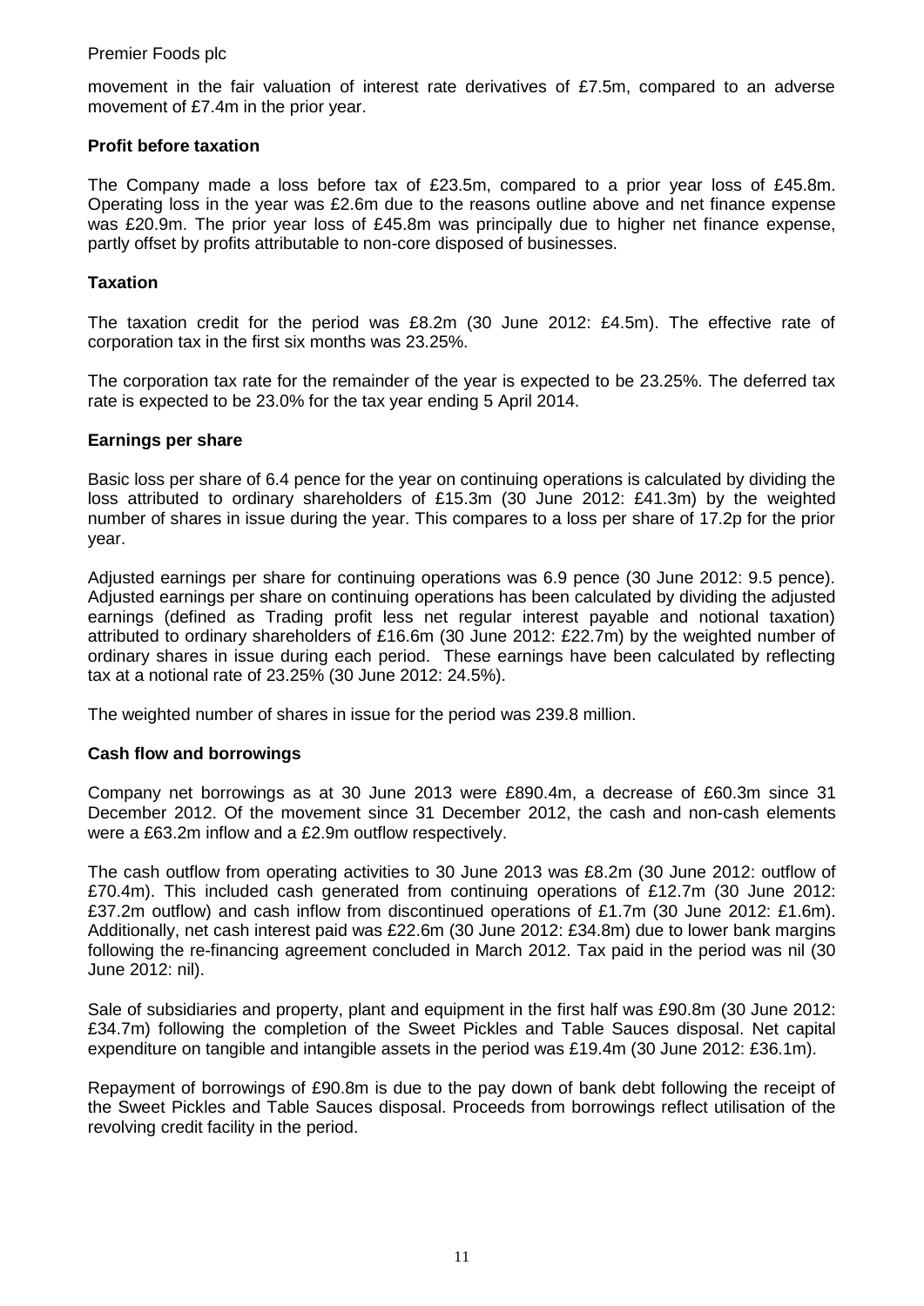movement in the fair valuation of interest rate derivatives of £7.5m, compared to an adverse movement of £7.4m in the prior year.

**Profit before taxation**

The Company made a loss before tax of £23.5m, compared to a prior year loss of £45.8m. Operating loss in the year was £2.6m due to the reasons outline above and net finance expense was £20.9m. The prior year loss of £45.8m was principally due to higher net finance expense, partly offset by profits attributable to non-core disposed of businesses.

**Taxation**

The taxation credit for the period was £8.2m (30 June 2012: £4.5m). The effective rate of corporation tax in the first six months was 23.25%.

The corporation tax rate for the remainder of the year is expected to be 23.25%. The deferred tax rate is expected to be 23.0% for the tax year ending 5 April 2014.

**Earnings per share**

Basic loss per share of 6.4 pence for the year on continuing operations is calculated by dividing the loss attributed to ordinary shareholders of £15.3m (30 June 2012: £41.3m) by the weighted number of shares in issue during the year. This compares to a loss per share of 17.2p for the prior year.

Adjusted earnings per share for continuing operations was 6.9 pence (30 June 2012: 9.5 pence). Adjusted earnings per share on continuing operations has been calculated by dividing the adjusted earnings (defined as Trading profit less net regular interest payable and notional taxation) attributed to ordinary shareholders of £16.6m (30 June 2012: £22.7m) by the weighted number of ordinary shares in issue during each period. These earnings have been calculated by reflecting tax at a notional rate of 23.25% (30 June 2012: 24.5%).

The weighted number of shares in issue for the period was 239.8 million.

**Cash flow and borrowings**

Company net borrowings as at 30 June 2013 were £890.4m, a decrease of £60.3m since 31 December 2012. Of the movement since 31 December 2012, the cash and non-cash elements were a £63.2m inflow and a £2.9m outflow respectively.

The cash outflow from operating activities to 30 June 2013 was £8.2m (30 June 2012: outflow of £70.4m). This included cash generated from continuing operations of £12.7m (30 June 2012: £37.2m outflow) and cash inflow from discontinued operations of £1.7m (30 June 2012: £1.6m). Additionally, net cash interest paid was £22.6m (30 June 2012: £34.8m) due to lower bank margins following the re-financing agreement concluded in March 2012. Tax paid in the period was nil (30 June 2012: nil).

Sale of subsidiaries and property, plant and equipment in the first half was £90.8m (30 June 2012: £34.7m) following the completion of the Sweet Pickles and Table Sauces disposal. Net capital expenditure on tangible and intangible assets in the period was £19.4m (30 June 2012: £36.1m).

Repayment of borrowings of £90.8m is due to the pay down of bank debt following the receipt of the Sweet Pickles and Table Sauces disposal. Proceeds from borrowings reflect utilisation of the revolving credit facility in the period.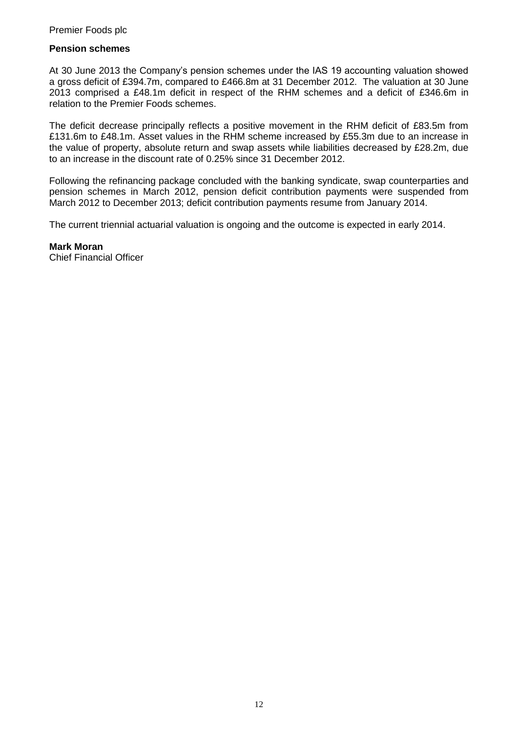**Pension schemes**

At 30 June 2013 the Company's pension schemes under the IAS 19 accounting valuation showed a gross deficit of £394.7m, compared to £466.8m at 31 December 2012. The valuation at 30 June 2013 comprised a £48.1m deficit in respect of the RHM schemes and a deficit of £346.6m in relation to the Premier Foods schemes.

The deficit decrease principally reflects a positive movement in the RHM deficit of £83.5m from £131.6m to £48.1m. Asset values in the RHM scheme increased by £55.3m due to an increase in the value of property, absolute return and swap assets while liabilities decreased by £28.2m, due to an increase in the discount rate of 0.25% since 31 December 2012.

Following the refinancing package concluded with the banking syndicate, swap counterparties and pension schemes in March 2012, pension deficit contribution payments were suspended from March 2012 to December 2013; deficit contribution payments resume from January 2014.

The current triennial actuarial valuation is ongoing and the outcome is expected in early 2014.

**Mark Moran**
Chief Financial Officer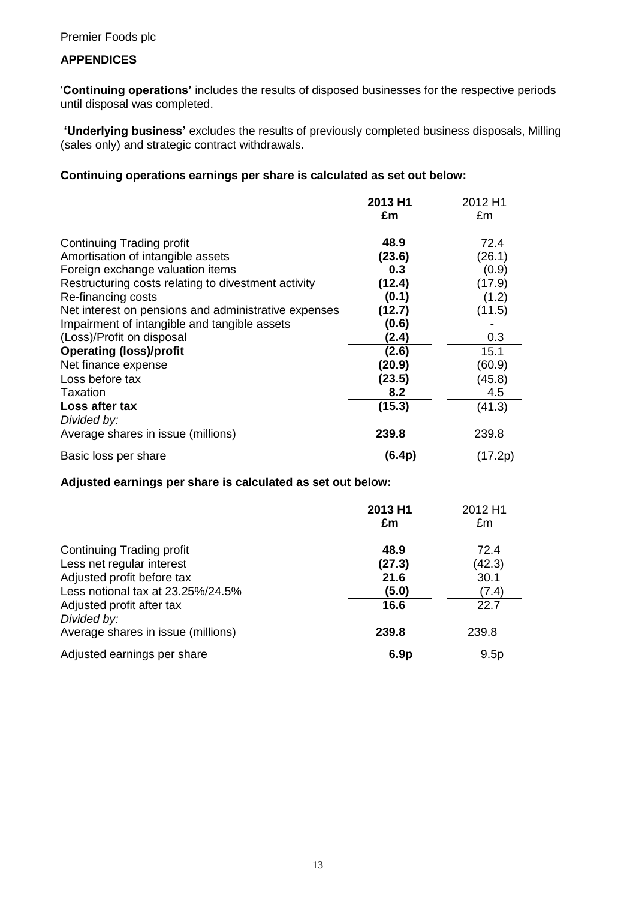## APPENDICES

'**Continuing operations'** includes the results of disposed businesses for the respective periods until disposal was completed.

**'Underlying business'** excludes the results of previously completed business disposals, Milling (sales only) and strategic contract withdrawals.

**Continuing operations earnings per share is calculated as set out below:**

| | **2013 H1 £m** | 2012 H1 £m |
|---|---|---|
| Continuing Trading profit | **48.9** | 72.4 |
| Amortisation of intangible assets | **(23.6)** | (26.1) |
| Foreign exchange valuation items | **0.3** | (0.9) |
| Restructuring costs relating to divestment activity | **(12.4)** | (17.9) |
| Re-financing costs | **(0.1)** | (1.2) |
| Net interest on pensions and administrative expenses | **(12.7)** | (11.5) |
| Impairment of intangible and tangible assets | **(0.6)** | - |
| (Loss)/Profit on disposal | **(2.4)** | 0.3 |
| **Operating (loss)/profit** | **(2.6)** | 15.1 |
| Net finance expense | **(20.9)** | (60.9) |
| Loss before tax | **(23.5)** | (45.8) |
| Taxation | **8.2** | 4.5 |
| **Loss after tax** | **(15.3)** | (41.3) |
| *Divided by:* | | |
| Average shares in issue (millions) | **239.8** | 239.8 |
| Basic loss per share | **(6.4p)** | (17.2p) |

**Adjusted earnings per share is calculated as set out below:**

| | **2013 H1 £m** | 2012 H1 £m |
|---|---|---|
| Continuing Trading profit | **48.9** | 72.4 |
| Less net regular interest | **(27.3)** | (42.3) |
| Adjusted profit before tax | **21.6** | 30.1 |
| Less notional tax at 23.25%/24.5% | **(5.0)** | (7.4) |
| Adjusted profit after tax | **16.6** | 22.7 |
| *Divided by:* | | |
| Average shares in issue (millions) | **239.8** | 239.8 |
| Adjusted earnings per share | **6.9p** | 9.5p |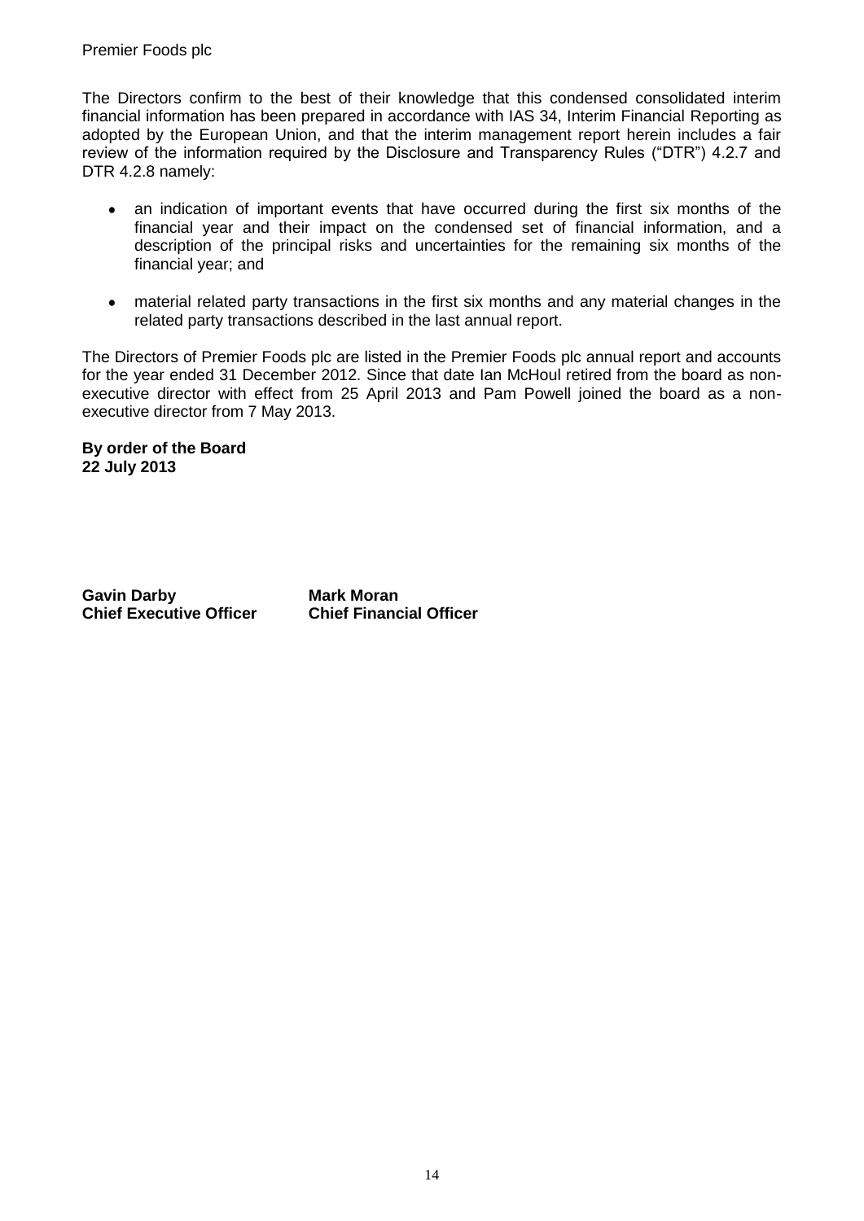The Directors confirm to the best of their knowledge that this condensed consolidated interim financial information has been prepared in accordance with IAS 34, Interim Financial Reporting as adopted by the European Union, and that the interim management report herein includes a fair review of the information required by the Disclosure and Transparency Rules ("DTR") 4.2.7 and DTR 4.2.8 namely:

- an indication of important events that have occurred during the first six months of the financial year and their impact on the condensed set of financial information, and a description of the principal risks and uncertainties for the remaining six months of the financial year; and
- material related party transactions in the first six months and any material changes in the related party transactions described in the last annual report.

The Directors of Premier Foods plc are listed in the Premier Foods plc annual report and accounts for the year ended 31 December 2012. Since that date Ian McHoul retired from the board as non-executive director with effect from 25 April 2013 and Pam Powell joined the board as a non-executive director from 7 May 2013.

**By order of the Board**
**22 July 2013**

| **Gavin Darby** | **Mark Moran** |
|---|---|
| **Chief Executive Officer** | **Chief Financial Officer** |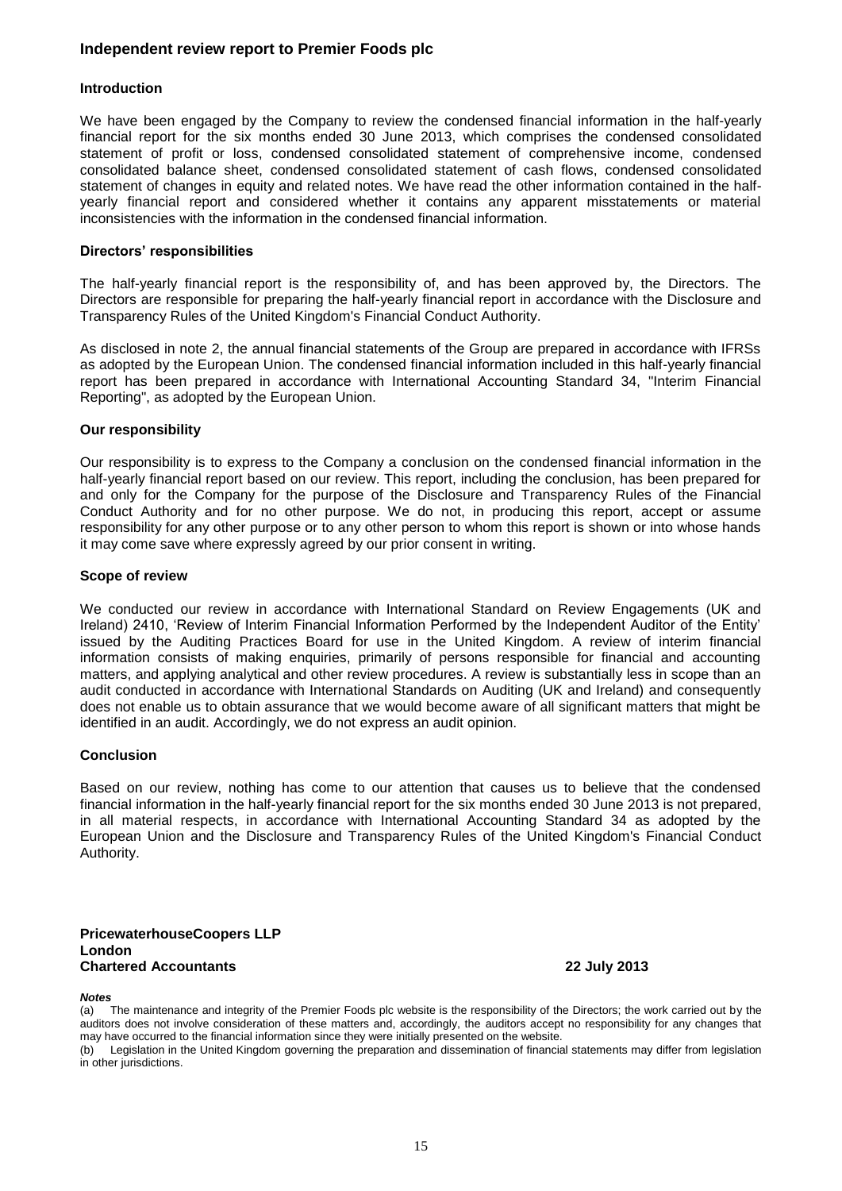## Independent review report to Premier Foods plc

### Introduction

We have been engaged by the Company to review the condensed financial information in the half-yearly financial report for the six months ended 30 June 2013, which comprises the condensed consolidated statement of profit or loss, condensed consolidated statement of comprehensive income, condensed consolidated balance sheet, condensed consolidated statement of cash flows, condensed consolidated statement of changes in equity and related notes. We have read the other information contained in the half-yearly financial report and considered whether it contains any apparent misstatements or material inconsistencies with the information in the condensed financial information.

### Directors' responsibilities

The half-yearly financial report is the responsibility of, and has been approved by, the Directors. The Directors are responsible for preparing the half-yearly financial report in accordance with the Disclosure and Transparency Rules of the United Kingdom's Financial Conduct Authority.

As disclosed in note 2, the annual financial statements of the Group are prepared in accordance with IFRSs as adopted by the European Union. The condensed financial information included in this half-yearly financial report has been prepared in accordance with International Accounting Standard 34, "Interim Financial Reporting", as adopted by the European Union.

### Our responsibility

Our responsibility is to express to the Company a conclusion on the condensed financial information in the half-yearly financial report based on our review. This report, including the conclusion, has been prepared for and only for the Company for the purpose of the Disclosure and Transparency Rules of the Financial Conduct Authority and for no other purpose. We do not, in producing this report, accept or assume responsibility for any other purpose or to any other person to whom this report is shown or into whose hands it may come save where expressly agreed by our prior consent in writing.

### Scope of review

We conducted our review in accordance with International Standard on Review Engagements (UK and Ireland) 2410, 'Review of Interim Financial Information Performed by the Independent Auditor of the Entity' issued by the Auditing Practices Board for use in the United Kingdom. A review of interim financial information consists of making enquiries, primarily of persons responsible for financial and accounting matters, and applying analytical and other review procedures. A review is substantially less in scope than an audit conducted in accordance with International Standards on Auditing (UK and Ireland) and consequently does not enable us to obtain assurance that we would become aware of all significant matters that might be identified in an audit. Accordingly, we do not express an audit opinion.

### Conclusion

Based on our review, nothing has come to our attention that causes us to believe that the condensed financial information in the half-yearly financial report for the six months ended 30 June 2013 is not prepared, in all material respects, in accordance with International Accounting Standard 34 as adopted by the European Union and the Disclosure and Transparency Rules of the United Kingdom's Financial Conduct Authority.

**PricewaterhouseCoopers LLP**
**London**
**Chartered Accountants** **22 July 2013**

***Notes***

(a) The maintenance and integrity of the Premier Foods plc website is the responsibility of the Directors; the work carried out by the auditors does not involve consideration of these matters and, accordingly, the auditors accept no responsibility for any changes that may have occurred to the financial information since they were initially presented on the website.

(b) Legislation in the United Kingdom governing the preparation and dissemination of financial statements may differ from legislation in other jurisdictions.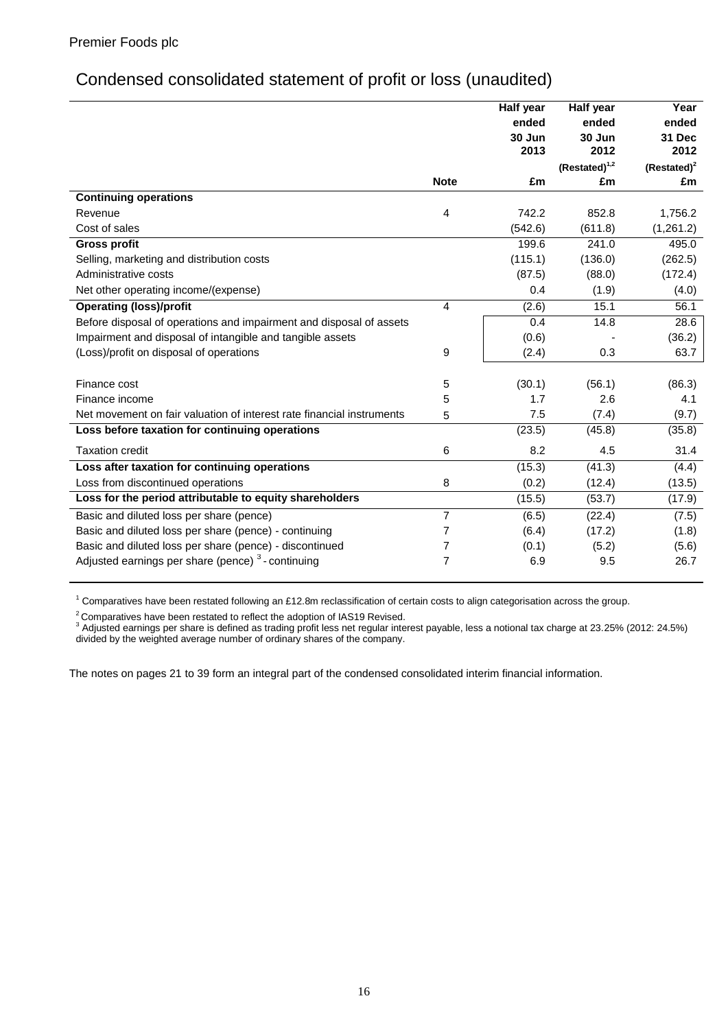Premier Foods plc

# Condensed consolidated statement of profit or loss (unaudited)

| | Note | Half year ended 30 Jun 2013 £m | Half year ended 30 Jun 2012 (Restated)[1,2] £m | Year ended 31 Dec 2012 (Restated)[2] £m |
|---|---|---|---|---|
| **Continuing operations** | | | | |
| Revenue | 4 | 742.2 | 852.8 | 1,756.2 |
| Cost of sales | | (542.6) | (611.8) | (1,261.2) |
| **Gross profit** | | 199.6 | 241.0 | 495.0 |
| Selling, marketing and distribution costs | | (115.1) | (136.0) | (262.5) |
| Administrative costs | | (87.5) | (88.0) | (172.4) |
| Net other operating income/(expense) | | 0.4 | (1.9) | (4.0) |
| **Operating (loss)/profit** | 4 | (2.6) | 15.1 | 56.1 |
| Before disposal of operations and impairment and disposal of assets | | 0.4 | 14.8 | 28.6 |
| Impairment and disposal of intangible and tangible assets | | (0.6) | - | (36.2) |
| (Loss)/profit on disposal of operations | 9 | (2.4) | 0.3 | 63.7 |
| Finance cost | 5 | (30.1) | (56.1) | (86.3) |
| Finance income | 5 | 1.7 | 2.6 | 4.1 |
| Net movement on fair valuation of interest rate financial instruments | 5 | 7.5 | (7.4) | (9.7) |
| **Loss before taxation for continuing operations** | | (23.5) | (45.8) | (35.8) |
| Taxation credit | 6 | 8.2 | 4.5 | 31.4 |
| **Loss after taxation for continuing operations** | | (15.3) | (41.3) | (4.4) |
| Loss from discontinued operations | 8 | (0.2) | (12.4) | (13.5) |
| **Loss for the period attributable to equity shareholders** | | (15.5) | (53.7) | (17.9) |
| Basic and diluted loss per share (pence) | 7 | (6.5) | (22.4) | (7.5) |
| Basic and diluted loss per share (pence) - continuing | 7 | (6.4) | (17.2) | (1.8) |
| Basic and diluted loss per share (pence) - discontinued | 7 | (0.1) | (5.2) | (5.6) |
| Adjusted earnings per share (pence) [3] - continuing | 7 | 6.9 | 9.5 | 26.7 |

[1] Comparatives have been restated following an £12.8m reclassification of certain costs to align categorisation across the group.

[2] Comparatives have been restated to reflect the adoption of IAS19 Revised.

[3] Adjusted earnings per share is defined as trading profit less net regular interest payable, less a notional tax charge at 23.25% (2012: 24.5%) divided by the weighted average number of ordinary shares of the company.

The notes on pages 21 to 39 form an integral part of the condensed consolidated interim financial information.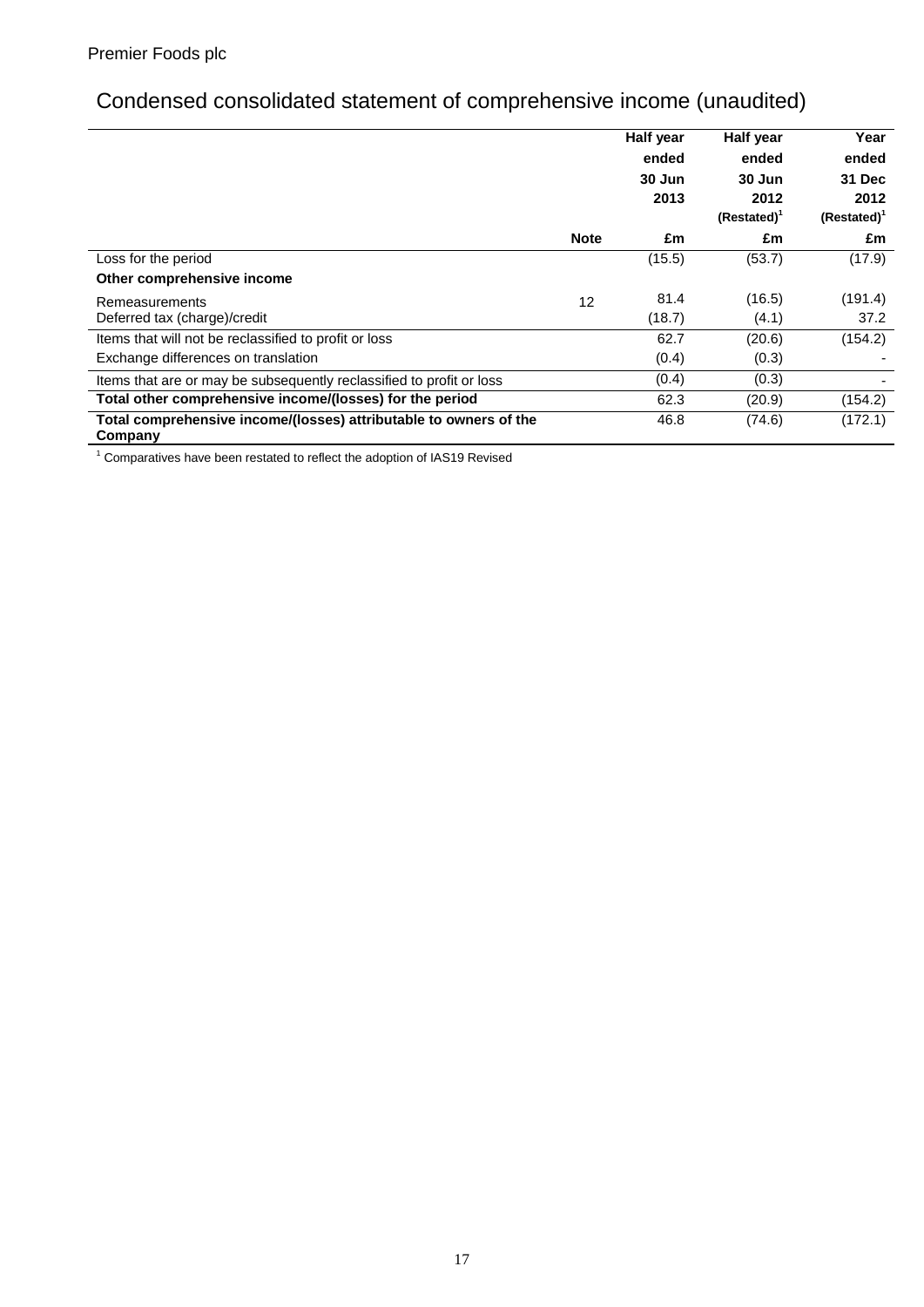Premier Foods plc

# Condensed consolidated statement of comprehensive income (unaudited)

| | Note | Half year ended 30 Jun 2013 £m | Half year ended 30 Jun 2012 (Restated)[1] £m | Year ended 31 Dec 2012 (Restated)[1] £m |
|---|---|---|---|---|
| Loss for the period | | (15.5) | (53.7) | (17.9) |
| **Other comprehensive income** | | | | |
| Remeasurements | 12 | 81.4 | (16.5) | (191.4) |
| Deferred tax (charge)/credit | | (18.7) | (4.1) | 37.2 |
| Items that will not be reclassified to profit or loss | | 62.7 | (20.6) | (154.2) |
| Exchange differences on translation | | (0.4) | (0.3) | - |
| Items that are or may be subsequently reclassified to profit or loss | | (0.4) | (0.3) | - |
| **Total other comprehensive income/(losses) for the period** | | 62.3 | (20.9) | (154.2) |
| **Total comprehensive income/(losses) attributable to owners of the Company** | | 46.8 | (74.6) | (172.1) |

[1] Comparatives have been restated to reflect the adoption of IAS19 Revised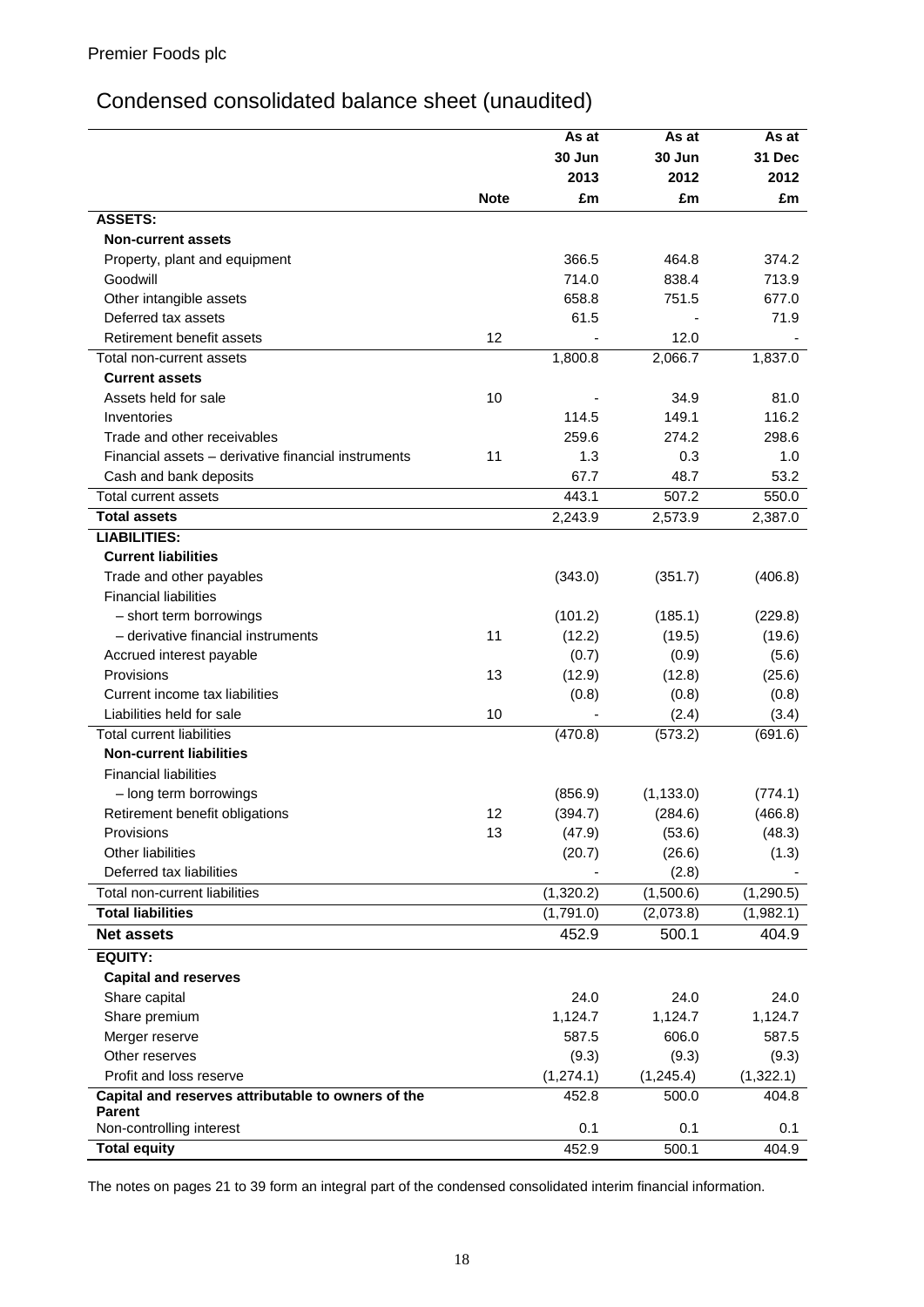Premier Foods plc

# Condensed consolidated balance sheet (unaudited)

| | Note | As at 30 Jun 2013 £m | As at 30 Jun 2012 £m | As at 31 Dec 2012 £m |
|---|---|---|---|---|
| **ASSETS:** | | | | |
| **Non-current assets** | | | | |
| Property, plant and equipment | | 366.5 | 464.8 | 374.2 |
| Goodwill | | 714.0 | 838.4 | 713.9 |
| Other intangible assets | | 658.8 | 751.5 | 677.0 |
| Deferred tax assets | | 61.5 | - | 71.9 |
| Retirement benefit assets | 12 | - | 12.0 | - |
| Total non-current assets | | 1,800.8 | 2,066.7 | 1,837.0 |
| **Current assets** | | | | |
| Assets held for sale | 10 | - | 34.9 | 81.0 |
| Inventories | | 114.5 | 149.1 | 116.2 |
| Trade and other receivables | | 259.6 | 274.2 | 298.6 |
| Financial assets – derivative financial instruments | 11 | 1.3 | 0.3 | 1.0 |
| Cash and bank deposits | | 67.7 | 48.7 | 53.2 |
| Total current assets | | 443.1 | 507.2 | 550.0 |
| **Total assets** | | 2,243.9 | 2,573.9 | 2,387.0 |
| **LIABILITIES:** | | | | |
| **Current liabilities** | | | | |
| Trade and other payables | | (343.0) | (351.7) | (406.8) |
| Financial liabilities | | | | |
| – short term borrowings | | (101.2) | (185.1) | (229.8) |
| – derivative financial instruments | 11 | (12.2) | (19.5) | (19.6) |
| Accrued interest payable | | (0.7) | (0.9) | (5.6) |
| Provisions | 13 | (12.9) | (12.8) | (25.6) |
| Current income tax liabilities | | (0.8) | (0.8) | (0.8) |
| Liabilities held for sale | 10 | - | (2.4) | (3.4) |
| Total current liabilities | | (470.8) | (573.2) | (691.6) |
| **Non-current liabilities** | | | | |
| Financial liabilities | | | | |
| – long term borrowings | | (856.9) | (1,133.0) | (774.1) |
| Retirement benefit obligations | 12 | (394.7) | (284.6) | (466.8) |
| Provisions | 13 | (47.9) | (53.6) | (48.3) |
| Other liabilities | | (20.7) | (26.6) | (1.3) |
| Deferred tax liabilities | | - | (2.8) | - |
| Total non-current liabilities | | (1,320.2) | (1,500.6) | (1,290.5) |
| **Total liabilities** | | (1,791.0) | (2,073.8) | (1,982.1) |
| **Net assets** | | 452.9 | 500.1 | 404.9 |
| **EQUITY:** | | | | |
| **Capital and reserves** | | | | |
| Share capital | | 24.0 | 24.0 | 24.0 |
| Share premium | | 1,124.7 | 1,124.7 | 1,124.7 |
| Merger reserve | | 587.5 | 606.0 | 587.5 |
| Other reserves | | (9.3) | (9.3) | (9.3) |
| Profit and loss reserve | | (1,274.1) | (1,245.4) | (1,322.1) |
| **Capital and reserves attributable to owners of the Parent** | | 452.8 | 500.0 | 404.8 |
| Non-controlling interest | | 0.1 | 0.1 | 0.1 |
| **Total equity** | | 452.9 | 500.1 | 404.9 |

The notes on pages 21 to 39 form an integral part of the condensed consolidated interim financial information.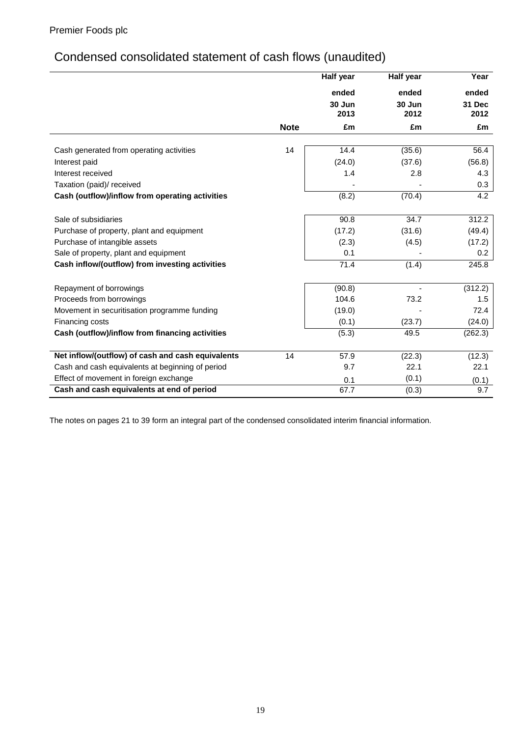Premier Foods plc

# Condensed consolidated statement of cash flows (unaudited)

| | Note | Half year ended 30 Jun 2013 | Half year ended 30 Jun 2012 | Year ended 31 Dec 2012 |
|---|---|---|---|---|
| | | £m | £m | £m |
| Cash generated from operating activities | 14 | 14.4 | (35.6) | 56.4 |
| Interest paid | | (24.0) | (37.6) | (56.8) |
| Interest received | | 1.4 | 2.8 | 4.3 |
| Taxation (paid)/ received | | - | - | 0.3 |
| **Cash (outflow)/inflow from operating activities** | | (8.2) | (70.4) | 4.2 |
| Sale of subsidiaries | | 90.8 | 34.7 | 312.2 |
| Purchase of property, plant and equipment | | (17.2) | (31.6) | (49.4) |
| Purchase of intangible assets | | (2.3) | (4.5) | (17.2) |
| Sale of property, plant and equipment | | 0.1 | - | 0.2 |
| **Cash inflow/(outflow) from investing activities** | | 71.4 | (1.4) | 245.8 |
| Repayment of borrowings | | (90.8) | - | (312.2) |
| Proceeds from borrowings | | 104.6 | 73.2 | 1.5 |
| Movement in securitisation programme funding | | (19.0) | - | 72.4 |
| Financing costs | | (0.1) | (23.7) | (24.0) |
| **Cash (outflow)/inflow from financing activities** | | (5.3) | 49.5 | (262.3) |
| **Net inflow/(outflow) of cash and cash equivalents** | 14 | 57.9 | (22.3) | (12.3) |
| Cash and cash equivalents at beginning of period | | 9.7 | 22.1 | 22.1 |
| Effect of movement in foreign exchange | | 0.1 | (0.1) | (0.1) |
| **Cash and cash equivalents at end of period** | | 67.7 | (0.3) | 9.7 |

The notes on pages 21 to 39 form an integral part of the condensed consolidated interim financial information.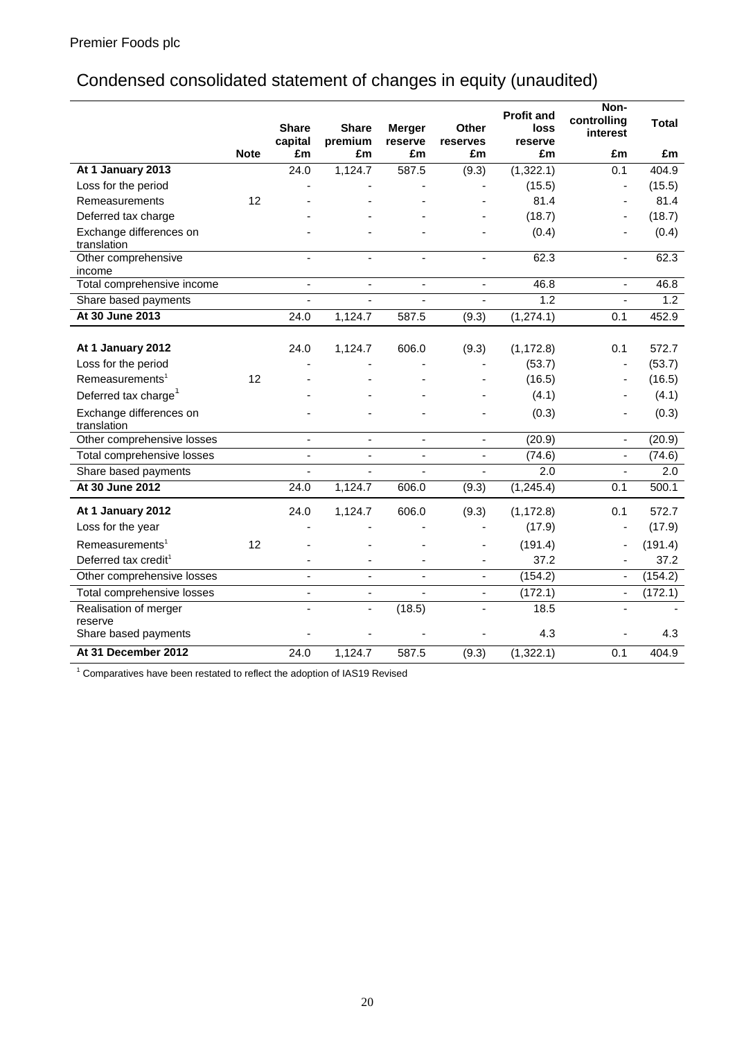Premier Foods plc

# Condensed consolidated statement of changes in equity (unaudited)

| | Note | Share capital £m | Share premium £m | Merger reserve £m | Other reserves £m | Profit and loss reserve £m | Non-controlling interest £m | Total £m |
|---|---|---|---|---|---|---|---|---|
| **At 1 January 2013** | | 24.0 | 1,124.7 | 587.5 | (9.3) | (1,322.1) | 0.1 | 404.9 |
| Loss for the period | | - | - | - | - | (15.5) | - | (15.5) |
| Remeasurements | 12 | - | - | - | - | 81.4 | - | 81.4 |
| Deferred tax charge | | - | - | - | - | (18.7) | - | (18.7) |
| Exchange differences on translation | | - | - | - | - | (0.4) | - | (0.4) |
| Other comprehensive income | | - | - | - | - | 62.3 | - | 62.3 |
| Total comprehensive income | | - | - | - | - | 46.8 | - | 46.8 |
| Share based payments | | - | - | - | - | 1.2 | - | 1.2 |
| **At 30 June 2013** | | 24.0 | 1,124.7 | 587.5 | (9.3) | (1,274.1) | 0.1 | 452.9 |
| | | | | | | | | |
| **At 1 January 2012** | | 24.0 | 1,124.7 | 606.0 | (9.3) | (1,172.8) | 0.1 | 572.7 |
| Loss for the period | | - | - | - | - | (53.7) | - | (53.7) |
| Remeasurements[1] | 12 | - | - | - | - | (16.5) | - | (16.5) |
| Deferred tax charge[1] | | - | - | - | - | (4.1) | - | (4.1) |
| Exchange differences on translation | | - | - | - | - | (0.3) | - | (0.3) |
| Other comprehensive losses | | - | - | - | - | (20.9) | - | (20.9) |
| Total comprehensive losses | | - | - | - | - | (74.6) | - | (74.6) |
| Share based payments | | - | - | - | - | 2.0 | - | 2.0 |
| **At 30 June 2012** | | 24.0 | 1,124.7 | 606.0 | (9.3) | (1,245.4) | 0.1 | 500.1 |
| | | | | | | | | |
| **At 1 January 2012** | | 24.0 | 1,124.7 | 606.0 | (9.3) | (1,172.8) | 0.1 | 572.7 |
| Loss for the year | | - | - | - | - | (17.9) | - | (17.9) |
| Remeasurements[1] | 12 | - | - | - | - | (191.4) | - | (191.4) |
| Deferred tax credit[1] | | - | - | - | - | 37.2 | - | 37.2 |
| Other comprehensive losses | | - | - | - | - | (154.2) | - | (154.2) |
| Total comprehensive losses | | - | - | - | - | (172.1) | - | (172.1) |
| Realisation of merger reserve | | - | - | (18.5) | - | 18.5 | - | - |
| Share based payments | | - | - | - | - | 4.3 | - | 4.3 |
| **At 31 December 2012** | | 24.0 | 1,124.7 | 587.5 | (9.3) | (1,322.1) | 0.1 | 404.9 |

[1] Comparatives have been restated to reflect the adoption of IAS19 Revised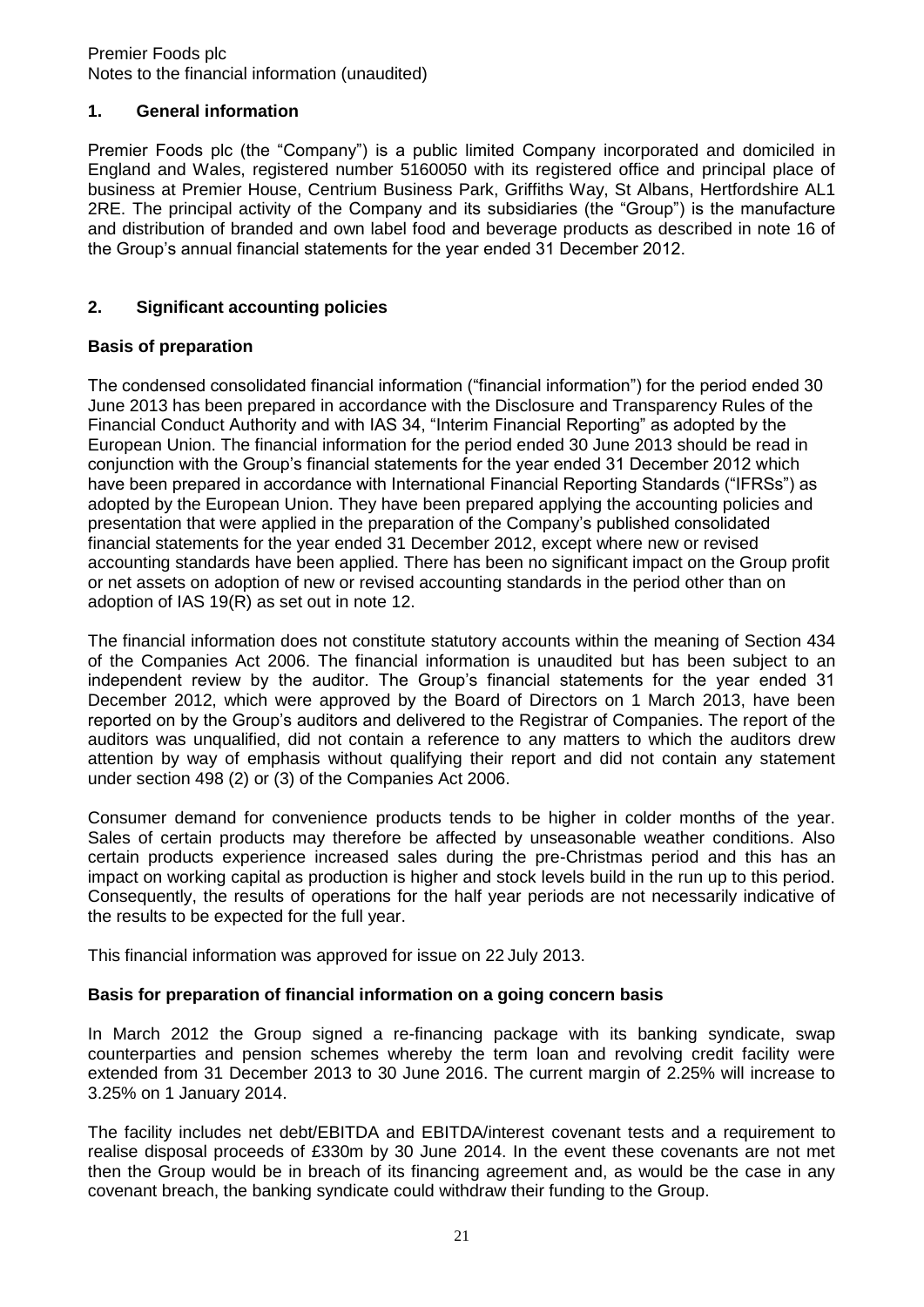## 1. General information

Premier Foods plc (the "Company") is a public limited Company incorporated and domiciled in England and Wales, registered number 5160050 with its registered office and principal place of business at Premier House, Centrium Business Park, Griffiths Way, St Albans, Hertfordshire AL1 2RE. The principal activity of the Company and its subsidiaries (the "Group") is the manufacture and distribution of branded and own label food and beverage products as described in note 16 of the Group's annual financial statements for the year ended 31 December 2012.

## 2. Significant accounting policies

### Basis of preparation

The condensed consolidated financial information ("financial information") for the period ended 30 June 2013 has been prepared in accordance with the Disclosure and Transparency Rules of the Financial Conduct Authority and with IAS 34, "Interim Financial Reporting" as adopted by the European Union. The financial information for the period ended 30 June 2013 should be read in conjunction with the Group's financial statements for the year ended 31 December 2012 which have been prepared in accordance with International Financial Reporting Standards ("IFRSs") as adopted by the European Union. They have been prepared applying the accounting policies and presentation that were applied in the preparation of the Company's published consolidated financial statements for the year ended 31 December 2012, except where new or revised accounting standards have been applied. There has been no significant impact on the Group profit or net assets on adoption of new or revised accounting standards in the period other than on adoption of IAS 19(R) as set out in note 12.

The financial information does not constitute statutory accounts within the meaning of Section 434 of the Companies Act 2006. The financial information is unaudited but has been subject to an independent review by the auditor. The Group's financial statements for the year ended 31 December 2012, which were approved by the Board of Directors on 1 March 2013, have been reported on by the Group's auditors and delivered to the Registrar of Companies. The report of the auditors was unqualified, did not contain a reference to any matters to which the auditors drew attention by way of emphasis without qualifying their report and did not contain any statement under section 498 (2) or (3) of the Companies Act 2006.

Consumer demand for convenience products tends to be higher in colder months of the year. Sales of certain products may therefore be affected by unseasonable weather conditions. Also certain products experience increased sales during the pre-Christmas period and this has an impact on working capital as production is higher and stock levels build in the run up to this period. Consequently, the results of operations for the half year periods are not necessarily indicative of the results to be expected for the full year.

This financial information was approved for issue on 22 July 2013.

### Basis for preparation of financial information on a going concern basis

In March 2012 the Group signed a re-financing package with its banking syndicate, swap counterparties and pension schemes whereby the term loan and revolving credit facility were extended from 31 December 2013 to 30 June 2016. The current margin of 2.25% will increase to 3.25% on 1 January 2014.

The facility includes net debt/EBITDA and EBITDA/interest covenant tests and a requirement to realise disposal proceeds of £330m by 30 June 2014. In the event these covenants are not met then the Group would be in breach of its financing agreement and, as would be the case in any covenant breach, the banking syndicate could withdraw their funding to the Group.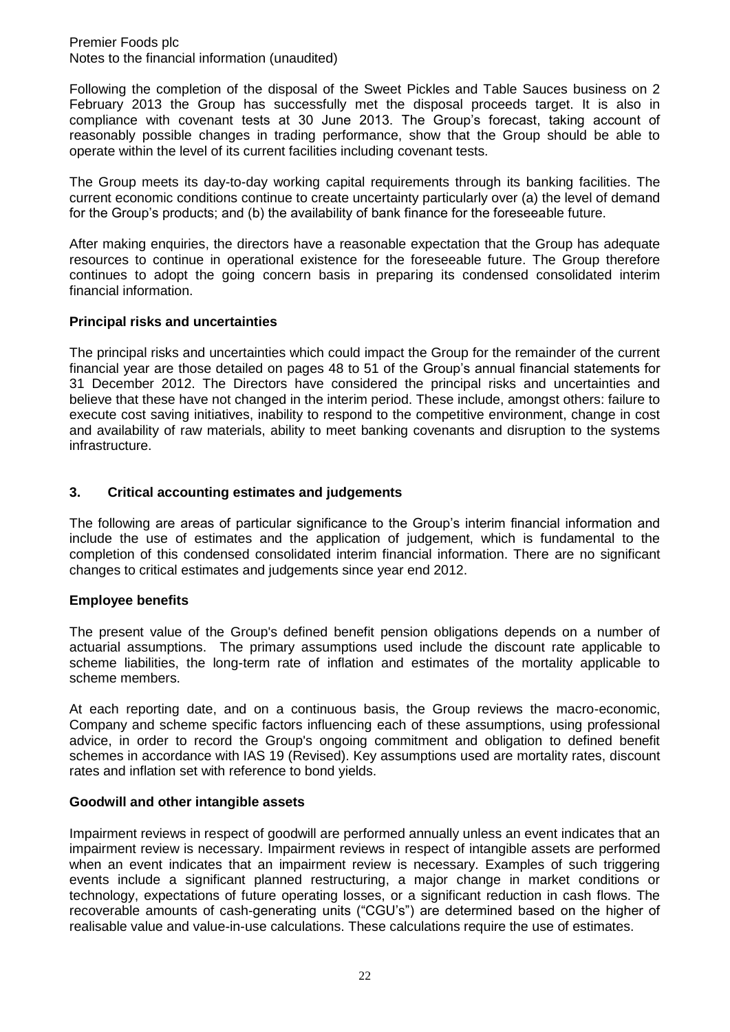Following the completion of the disposal of the Sweet Pickles and Table Sauces business on 2 February 2013 the Group has successfully met the disposal proceeds target. It is also in compliance with covenant tests at 30 June 2013. The Group's forecast, taking account of reasonably possible changes in trading performance, show that the Group should be able to operate within the level of its current facilities including covenant tests.

The Group meets its day-to-day working capital requirements through its banking facilities. The current economic conditions continue to create uncertainty particularly over (a) the level of demand for the Group's products; and (b) the availability of bank finance for the foreseeable future.

After making enquiries, the directors have a reasonable expectation that the Group has adequate resources to continue in operational existence for the foreseeable future. The Group therefore continues to adopt the going concern basis in preparing its condensed consolidated interim financial information.

**Principal risks and uncertainties**

The principal risks and uncertainties which could impact the Group for the remainder of the current financial year are those detailed on pages 48 to 51 of the Group's annual financial statements for 31 December 2012. The Directors have considered the principal risks and uncertainties and believe that these have not changed in the interim period. These include, amongst others: failure to execute cost saving initiatives, inability to respond to the competitive environment, change in cost and availability of raw materials, ability to meet banking covenants and disruption to the systems infrastructure.

## 3. Critical accounting estimates and judgements

The following are areas of particular significance to the Group's interim financial information and include the use of estimates and the application of judgement, which is fundamental to the completion of this condensed consolidated interim financial information. There are no significant changes to critical estimates and judgements since year end 2012.

**Employee benefits**

The present value of the Group's defined benefit pension obligations depends on a number of actuarial assumptions. The primary assumptions used include the discount rate applicable to scheme liabilities, the long-term rate of inflation and estimates of the mortality applicable to scheme members.

At each reporting date, and on a continuous basis, the Group reviews the macro-economic, Company and scheme specific factors influencing each of these assumptions, using professional advice, in order to record the Group's ongoing commitment and obligation to defined benefit schemes in accordance with IAS 19 (Revised). Key assumptions used are mortality rates, discount rates and inflation set with reference to bond yields.

**Goodwill and other intangible assets**

Impairment reviews in respect of goodwill are performed annually unless an event indicates that an impairment review is necessary. Impairment reviews in respect of intangible assets are performed when an event indicates that an impairment review is necessary. Examples of such triggering events include a significant planned restructuring, a major change in market conditions or technology, expectations of future operating losses, or a significant reduction in cash flows. The recoverable amounts of cash-generating units ("CGU's") are determined based on the higher of realisable value and value-in-use calculations. These calculations require the use of estimates.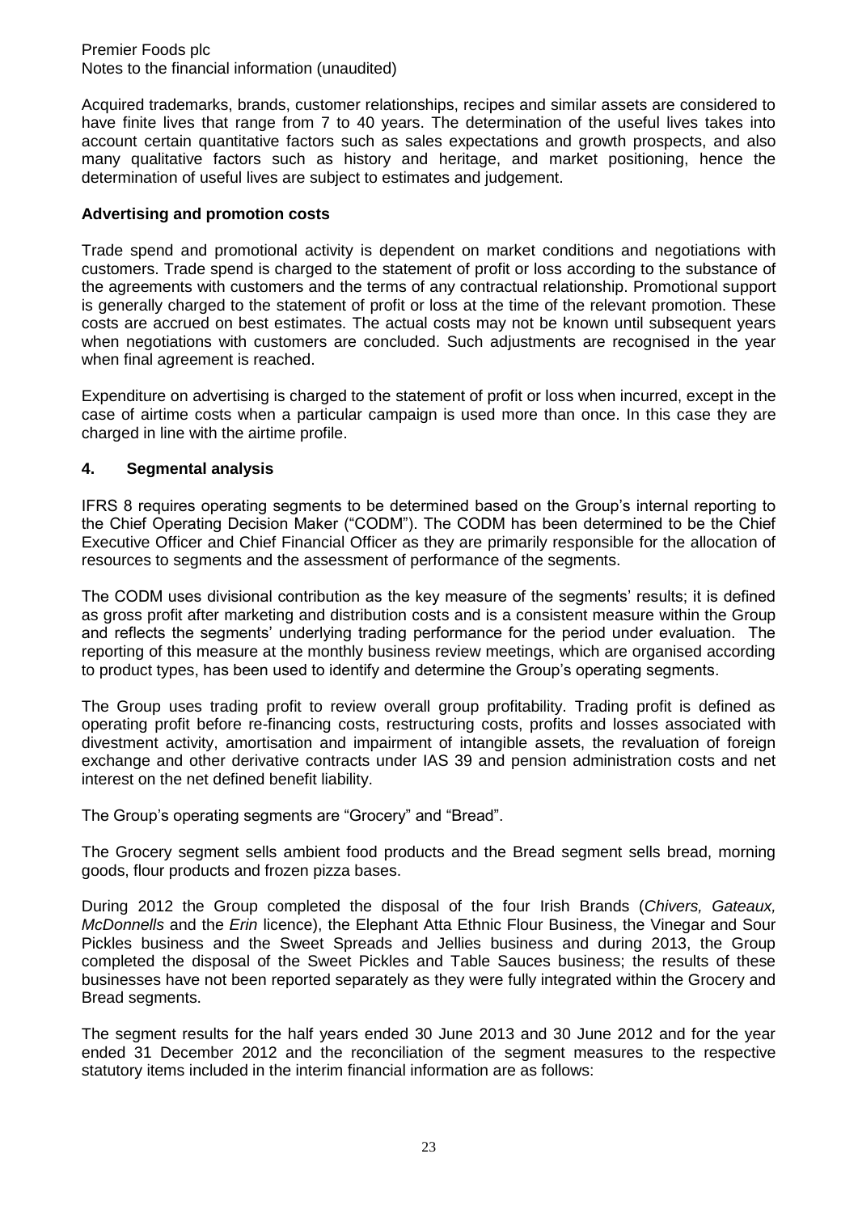Acquired trademarks, brands, customer relationships, recipes and similar assets are considered to have finite lives that range from 7 to 40 years. The determination of the useful lives takes into account certain quantitative factors such as sales expectations and growth prospects, and also many qualitative factors such as history and heritage, and market positioning, hence the determination of useful lives are subject to estimates and judgement.

**Advertising and promotion costs**

Trade spend and promotional activity is dependent on market conditions and negotiations with customers. Trade spend is charged to the statement of profit or loss according to the substance of the agreements with customers and the terms of any contractual relationship. Promotional support is generally charged to the statement of profit or loss at the time of the relevant promotion. These costs are accrued on best estimates. The actual costs may not be known until subsequent years when negotiations with customers are concluded. Such adjustments are recognised in the year when final agreement is reached.

Expenditure on advertising is charged to the statement of profit or loss when incurred, except in the case of airtime costs when a particular campaign is used more than once. In this case they are charged in line with the airtime profile.

## 4. Segmental analysis

IFRS 8 requires operating segments to be determined based on the Group's internal reporting to the Chief Operating Decision Maker ("CODM"). The CODM has been determined to be the Chief Executive Officer and Chief Financial Officer as they are primarily responsible for the allocation of resources to segments and the assessment of performance of the segments.

The CODM uses divisional contribution as the key measure of the segments' results; it is defined as gross profit after marketing and distribution costs and is a consistent measure within the Group and reflects the segments' underlying trading performance for the period under evaluation. The reporting of this measure at the monthly business review meetings, which are organised according to product types, has been used to identify and determine the Group's operating segments.

The Group uses trading profit to review overall group profitability. Trading profit is defined as operating profit before re-financing costs, restructuring costs, profits and losses associated with divestment activity, amortisation and impairment of intangible assets, the revaluation of foreign exchange and other derivative contracts under IAS 39 and pension administration costs and net interest on the net defined benefit liability.

The Group's operating segments are "Grocery" and "Bread".

The Grocery segment sells ambient food products and the Bread segment sells bread, morning goods, flour products and frozen pizza bases.

During 2012 the Group completed the disposal of the four Irish Brands (*Chivers, Gateaux, McDonnells* and the *Erin* licence), the Elephant Atta Ethnic Flour Business, the Vinegar and Sour Pickles business and the Sweet Spreads and Jellies business and during 2013, the Group completed the disposal of the Sweet Pickles and Table Sauces business; the results of these businesses have not been reported separately as they were fully integrated within the Grocery and Bread segments.

The segment results for the half years ended 30 June 2013 and 30 June 2012 and for the year ended 31 December 2012 and the reconciliation of the segment measures to the respective statutory items included in the interim financial information are as follows: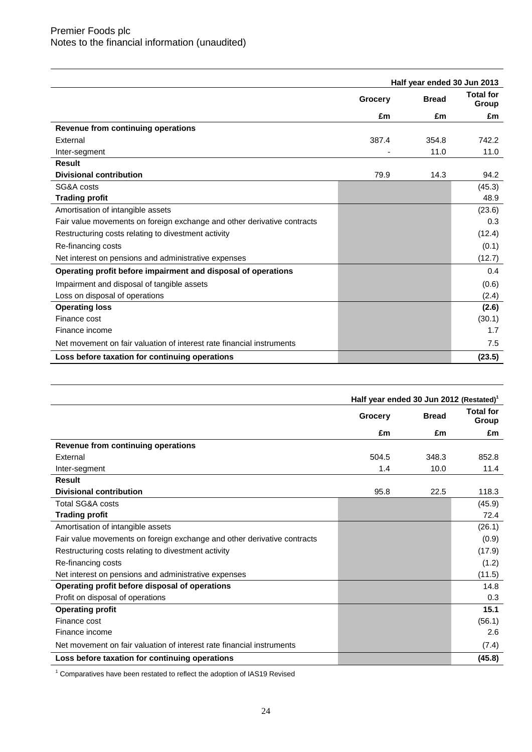Premier Foods plc
Notes to the financial information (unaudited)

| | Half year ended 30 Jun 2013 | | |
|---|---|---|---|
| | Grocery | Bread | Total for Group |
| | £m | £m | £m |
| **Revenue from continuing operations** | | | |
| External | 387.4 | 354.8 | 742.2 |
| Inter-segment | - | 11.0 | 11.0 |
| **Result** | | | |
| **Divisional contribution** | 79.9 | 14.3 | 94.2 |
| SG&A costs | | | (45.3) |
| **Trading profit** | | | 48.9 |
| Amortisation of intangible assets | | | (23.6) |
| Fair value movements on foreign exchange and other derivative contracts | | | 0.3 |
| Restructuring costs relating to divestment activity | | | (12.4) |
| Re-financing costs | | | (0.1) |
| Net interest on pensions and administrative expenses | | | (12.7) |
| **Operating profit before impairment and disposal of operations** | | | 0.4 |
| Impairment and disposal of tangible assets | | | (0.6) |
| Loss on disposal of operations | | | (2.4) |
| **Operating loss** | | | **(2.6)** |
| Finance cost | | | (30.1) |
| Finance income | | | 1.7 |
| Net movement on fair valuation of interest rate financial instruments | | | 7.5 |
| **Loss before taxation for continuing operations** | | | **(23.5)** |

| | Half year ended 30 Jun 2012 (Restated)[1] | | |
|---|---|---|---|
| | Grocery | Bread | Total for Group |
| | £m | £m | £m |
| **Revenue from continuing operations** | | | |
| External | 504.5 | 348.3 | 852.8 |
| Inter-segment | 1.4 | 10.0 | 11.4 |
| **Result** | | | |
| **Divisional contribution** | 95.8 | 22.5 | 118.3 |
| Total SG&A costs | | | (45.9) |
| **Trading profit** | | | 72.4 |
| Amortisation of intangible assets | | | (26.1) |
| Fair value movements on foreign exchange and other derivative contracts | | | (0.9) |
| Restructuring costs relating to divestment activity | | | (17.9) |
| Re-financing costs | | | (1.2) |
| Net interest on pensions and administrative expenses | | | (11.5) |
| **Operating profit before disposal of operations** | | | 14.8 |
| Profit on disposal of operations | | | 0.3 |
| **Operating profit** | | | **15.1** |
| Finance cost | | | (56.1) |
| Finance income | | | 2.6 |
| Net movement on fair valuation of interest rate financial instruments | | | (7.4) |
| **Loss before taxation for continuing operations** | | | **(45.8)** |

[1] Comparatives have been restated to reflect the adoption of IAS19 Revised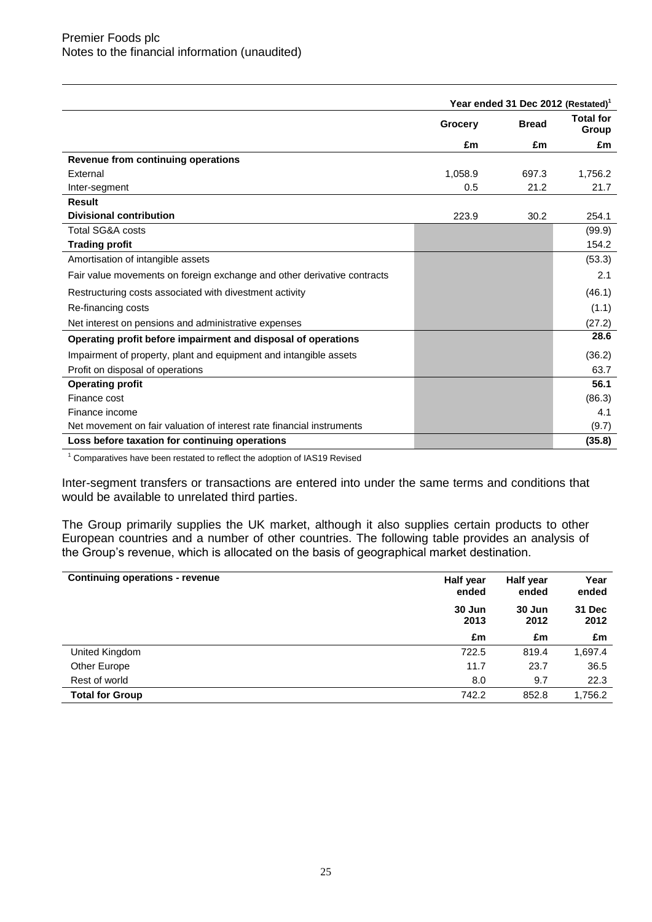Premier Foods plc
Notes to the financial information (unaudited)

| | Year ended 31 Dec 2012 (Restated)[1] | | |
|---|---|---|---|
| | Grocery | Bread | Total for Group |
| | £m | £m | £m |
| **Revenue from continuing operations** | | | |
| External | 1,058.9 | 697.3 | 1,756.2 |
| Inter-segment | 0.5 | 21.2 | 21.7 |
| **Result** | | | |
| **Divisional contribution** | 223.9 | 30.2 | 254.1 |
| Total SG&A costs | | | (99.9) |
| **Trading profit** | | | 154.2 |
| Amortisation of intangible assets | | | (53.3) |
| Fair value movements on foreign exchange and other derivative contracts | | | 2.1 |
| Restructuring costs associated with divestment activity | | | (46.1) |
| Re-financing costs | | | (1.1) |
| Net interest on pensions and administrative expenses | | | (27.2) |
| **Operating profit before impairment and disposal of operations** | | | **28.6** |
| Impairment of property, plant and equipment and intangible assets | | | (36.2) |
| Profit on disposal of operations | | | 63.7 |
| **Operating profit** | | | **56.1** |
| Finance cost | | | (86.3) |
| Finance income | | | 4.1 |
| Net movement on fair valuation of interest rate financial instruments | | | (9.7) |
| **Loss before taxation for continuing operations** | | | **(35.8)** |

[1] Comparatives have been restated to reflect the adoption of IAS19 Revised

Inter-segment transfers or transactions are entered into under the same terms and conditions that would be available to unrelated third parties.

The Group primarily supplies the UK market, although it also supplies certain products to other European countries and a number of other countries. The following table provides an analysis of the Group's revenue, which is allocated on the basis of geographical market destination.

| **Continuing operations - revenue** | Half year ended | Half year ended | Year ended |
|---|---|---|---|
| | 30 Jun 2013 | 30 Jun 2012 | 31 Dec 2012 |
| | £m | £m | £m |
| United Kingdom | 722.5 | 819.4 | 1,697.4 |
| Other Europe | 11.7 | 23.7 | 36.5 |
| Rest of world | 8.0 | 9.7 | 22.3 |
| **Total for Group** | 742.2 | 852.8 | 1,756.2 |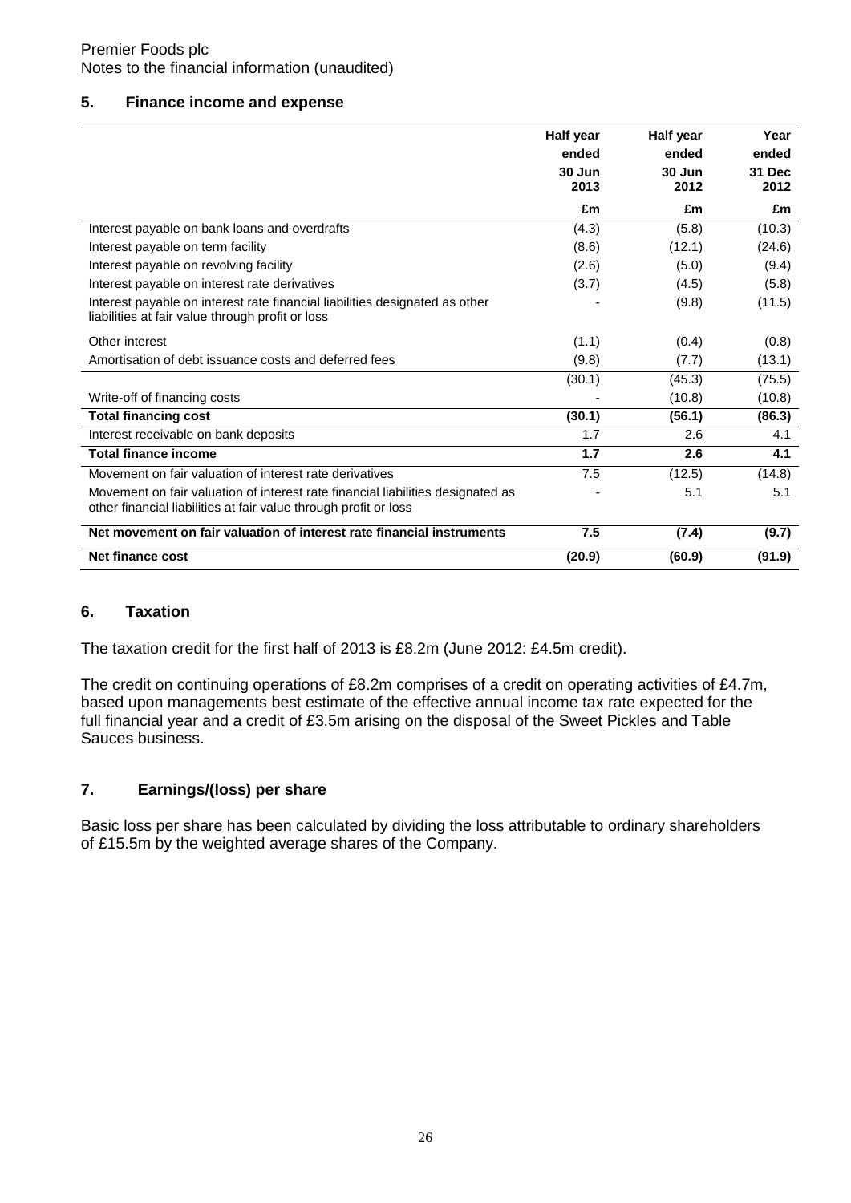Premier Foods plc
Notes to the financial information (unaudited)

## 5. Finance income and expense

| | Half year ended 30 Jun 2013 | Half year ended 30 Jun 2012 | Year ended 31 Dec 2012 |
|---|---|---|---|
| | £m | £m | £m |
| Interest payable on bank loans and overdrafts | (4.3) | (5.8) | (10.3) |
| Interest payable on term facility | (8.6) | (12.1) | (24.6) |
| Interest payable on revolving facility | (2.6) | (5.0) | (9.4) |
| Interest payable on interest rate derivatives | (3.7) | (4.5) | (5.8) |
| Interest payable on interest rate financial liabilities designated as other liabilities at fair value through profit or loss | - | (9.8) | (11.5) |
| Other interest | (1.1) | (0.4) | (0.8) |
| Amortisation of debt issuance costs and deferred fees | (9.8) | (7.7) | (13.1) |
| | (30.1) | (45.3) | (75.5) |
| Write-off of financing costs | - | (10.8) | (10.8) |
| **Total financing cost** | **(30.1)** | **(56.1)** | **(86.3)** |
| Interest receivable on bank deposits | 1.7 | 2.6 | 4.1 |
| **Total finance income** | **1.7** | **2.6** | **4.1** |
| Movement on fair valuation of interest rate derivatives | 7.5 | (12.5) | (14.8) |
| Movement on fair valuation of interest rate financial liabilities designated as other financial liabilities at fair value through profit or loss | - | 5.1 | 5.1 |
| **Net movement on fair valuation of interest rate financial instruments** | **7.5** | **(7.4)** | **(9.7)** |
| **Net finance cost** | **(20.9)** | **(60.9)** | **(91.9)** |

## 6. Taxation

The taxation credit for the first half of 2013 is £8.2m (June 2012: £4.5m credit).

The credit on continuing operations of £8.2m comprises of a credit on operating activities of £4.7m, based upon managements best estimate of the effective annual income tax rate expected for the full financial year and a credit of £3.5m arising on the disposal of the Sweet Pickles and Table Sauces business.

## 7. Earnings/(loss) per share

Basic loss per share has been calculated by dividing the loss attributable to ordinary shareholders of £15.5m by the weighted average shares of the Company.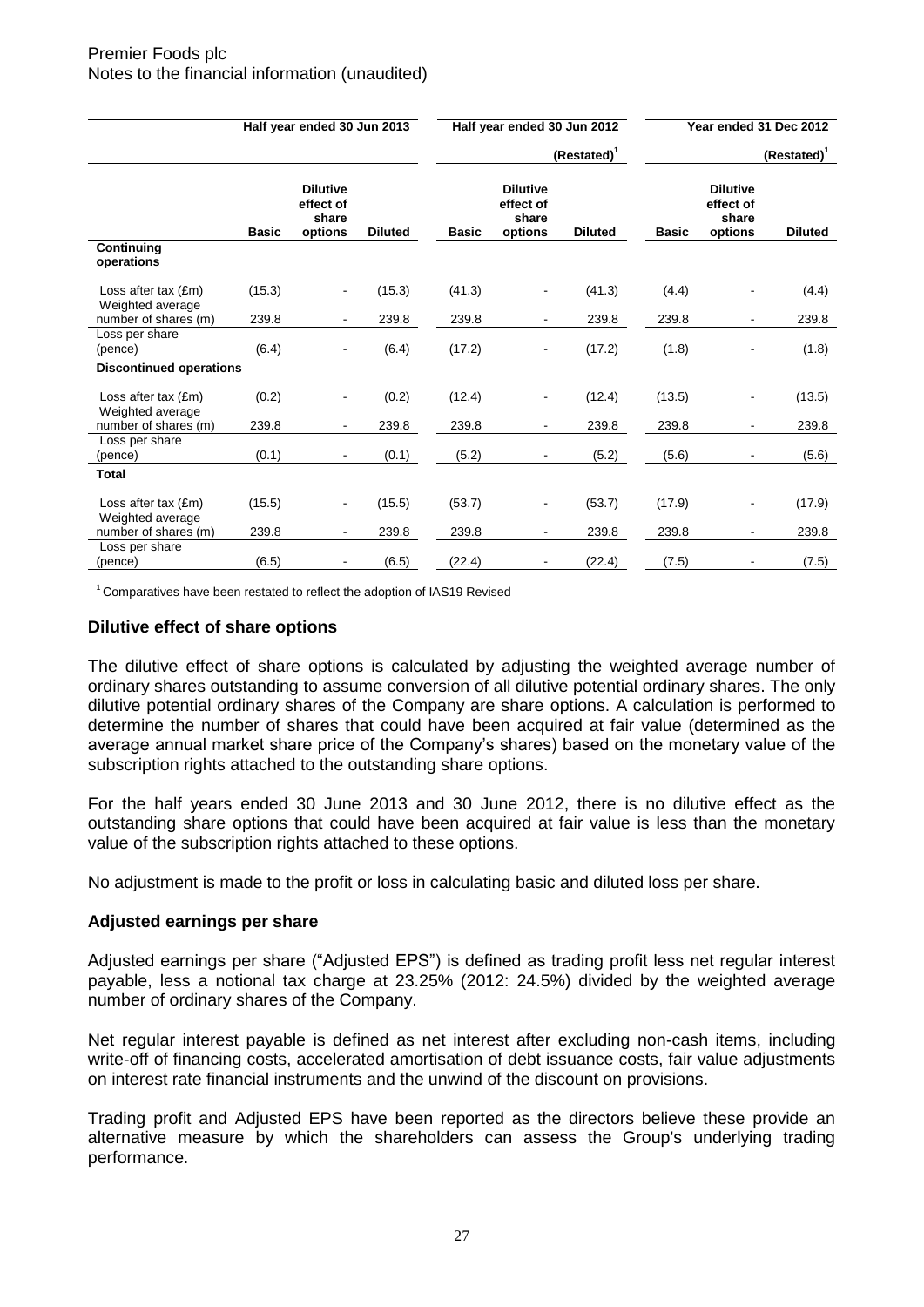Premier Foods plc
Notes to the financial information (unaudited)

| | Half year ended 30 Jun 2013 | | | Half year ended 30 Jun 2012 | | | Year ended 31 Dec 2012 | | |
|---|---|---|---|---|---|---|---|---|---|
| | | | | | | (Restated)[1] | | | (Restated)[1] |
| | Basic | Dilutive effect of share options | Diluted | Basic | Dilutive effect of share options | Diluted | Basic | Dilutive effect of share options | Diluted |
| **Continuing operations** | | | | | | | | | |
| Loss after tax (£m) | (15.3) | - | (15.3) | (41.3) | - | (41.3) | (4.4) | - | (4.4) |
| Weighted average number of shares (m) | 239.8 | - | 239.8 | 239.8 | - | 239.8 | 239.8 | - | 239.8 |
| Loss per share (pence) | (6.4) | - | (6.4) | (17.2) | - | (17.2) | (1.8) | - | (1.8) |
| **Discontinued operations** | | | | | | | | | |
| Loss after tax (£m) | (0.2) | - | (0.2) | (12.4) | - | (12.4) | (13.5) | - | (13.5) |
| Weighted average number of shares (m) | 239.8 | - | 239.8 | 239.8 | - | 239.8 | 239.8 | - | 239.8 |
| Loss per share (pence) | (0.1) | - | (0.1) | (5.2) | - | (5.2) | (5.6) | - | (5.6) |
| **Total** | | | | | | | | | |
| Loss after tax (£m) | (15.5) | - | (15.5) | (53.7) | - | (53.7) | (17.9) | - | (17.9) |
| Weighted average number of shares (m) | 239.8 | - | 239.8 | 239.8 | - | 239.8 | 239.8 | - | 239.8 |
| Loss per share (pence) | (6.5) | - | (6.5) | (22.4) | - | (22.4) | (7.5) | - | (7.5) |

[1] Comparatives have been restated to reflect the adoption of IAS19 Revised

## Dilutive effect of share options

The dilutive effect of share options is calculated by adjusting the weighted average number of ordinary shares outstanding to assume conversion of all dilutive potential ordinary shares. The only dilutive potential ordinary shares of the Company are share options. A calculation is performed to determine the number of shares that could have been acquired at fair value (determined as the average annual market share price of the Company's shares) based on the monetary value of the subscription rights attached to the outstanding share options.

For the half years ended 30 June 2013 and 30 June 2012, there is no dilutive effect as the outstanding share options that could have been acquired at fair value is less than the monetary value of the subscription rights attached to these options.

No adjustment is made to the profit or loss in calculating basic and diluted loss per share.

## Adjusted earnings per share

Adjusted earnings per share ("Adjusted EPS") is defined as trading profit less net regular interest payable, less a notional tax charge at 23.25% (2012: 24.5%) divided by the weighted average number of ordinary shares of the Company.

Net regular interest payable is defined as net interest after excluding non-cash items, including write-off of financing costs, accelerated amortisation of debt issuance costs, fair value adjustments on interest rate financial instruments and the unwind of the discount on provisions.

Trading profit and Adjusted EPS have been reported as the directors believe these provide an alternative measure by which the shareholders can assess the Group's underlying trading performance.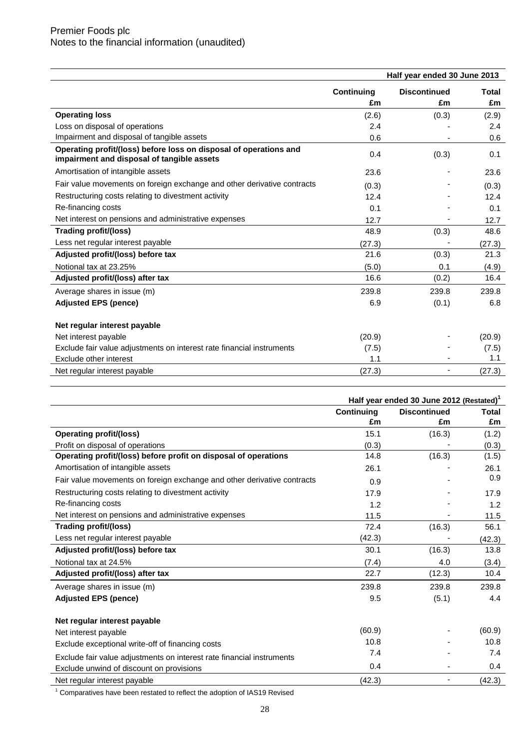Premier Foods plc
Notes to the financial information (unaudited)

| | Half year ended 30 June 2013 | | |
|---|---|---|---|
| | Continuing £m | Discontinued £m | Total £m |
| **Operating loss** | (2.6) | (0.3) | (2.9) |
| Loss on disposal of operations | 2.4 | - | 2.4 |
| Impairment and disposal of tangible assets | 0.6 | - | 0.6 |
| **Operating profit/(loss) before loss on disposal of operations and impairment and disposal of tangible assets** | 0.4 | (0.3) | 0.1 |
| Amortisation of intangible assets | 23.6 | - | 23.6 |
| Fair value movements on foreign exchange and other derivative contracts | (0.3) | - | (0.3) |
| Restructuring costs relating to divestment activity | 12.4 | - | 12.4 |
| Re-financing costs | 0.1 | - | 0.1 |
| Net interest on pensions and administrative expenses | 12.7 | - | 12.7 |
| **Trading profit/(loss)** | 48.9 | (0.3) | 48.6 |
| Less net regular interest payable | (27.3) | - | (27.3) |
| **Adjusted profit/(loss) before tax** | 21.6 | (0.3) | 21.3 |
| Notional tax at 23.25% | (5.0) | 0.1 | (4.9) |
| **Adjusted profit/(loss) after tax** | 16.6 | (0.2) | 16.4 |
| Average shares in issue (m) | 239.8 | 239.8 | 239.8 |
| **Adjusted EPS (pence)** | 6.9 | (0.1) | 6.8 |
| | | | |
| **Net regular interest payable** | | | |
| Net interest payable | (20.9) | - | (20.9) |
| Exclude fair value adjustments on interest rate financial instruments | (7.5) | - | (7.5) |
| Exclude other interest | 1.1 | - | 1.1 |
| Net regular interest payable | (27.3) | - | (27.3) |

| | Half year ended 30 June 2012 (Restated)[1] | | |
|---|---|---|---|
| | Continuing £m | Discontinued £m | Total £m |
| **Operating profit/(loss)** | 15.1 | (16.3) | (1.2) |
| Profit on disposal of operations | (0.3) | - | (0.3) |
| **Operating profit/(loss) before profit on disposal of operations** | 14.8 | (16.3) | (1.5) |
| Amortisation of intangible assets | 26.1 | - | 26.1 |
| Fair value movements on foreign exchange and other derivative contracts | 0.9 | - | 0.9 |
| Restructuring costs relating to divestment activity | 17.9 | - | 17.9 |
| Re-financing costs | 1.2 | - | 1.2 |
| Net interest on pensions and administrative expenses | 11.5 | - | 11.5 |
| **Trading profit/(loss)** | 72.4 | (16.3) | 56.1 |
| Less net regular interest payable | (42.3) | - | (42.3) |
| **Adjusted profit/(loss) before tax** | 30.1 | (16.3) | 13.8 |
| Notional tax at 24.5% | (7.4) | 4.0 | (3.4) |
| **Adjusted profit/(loss) after tax** | 22.7 | (12.3) | 10.4 |
| Average shares in issue (m) | 239.8 | 239.8 | 239.8 |
| **Adjusted EPS (pence)** | 9.5 | (5.1) | 4.4 |
| | | | |
| **Net regular interest payable** | | | |
| Net interest payable | (60.9) | - | (60.9) |
| Exclude exceptional write-off of financing costs | 10.8 | - | 10.8 |
| Exclude fair value adjustments on interest rate financial instruments | 7.4 | - | 7.4 |
| Exclude unwind of discount on provisions | 0.4 | - | 0.4 |
| Net regular interest payable | (42.3) | - | (42.3) |

[1] Comparatives have been restated to reflect the adoption of IAS19 Revised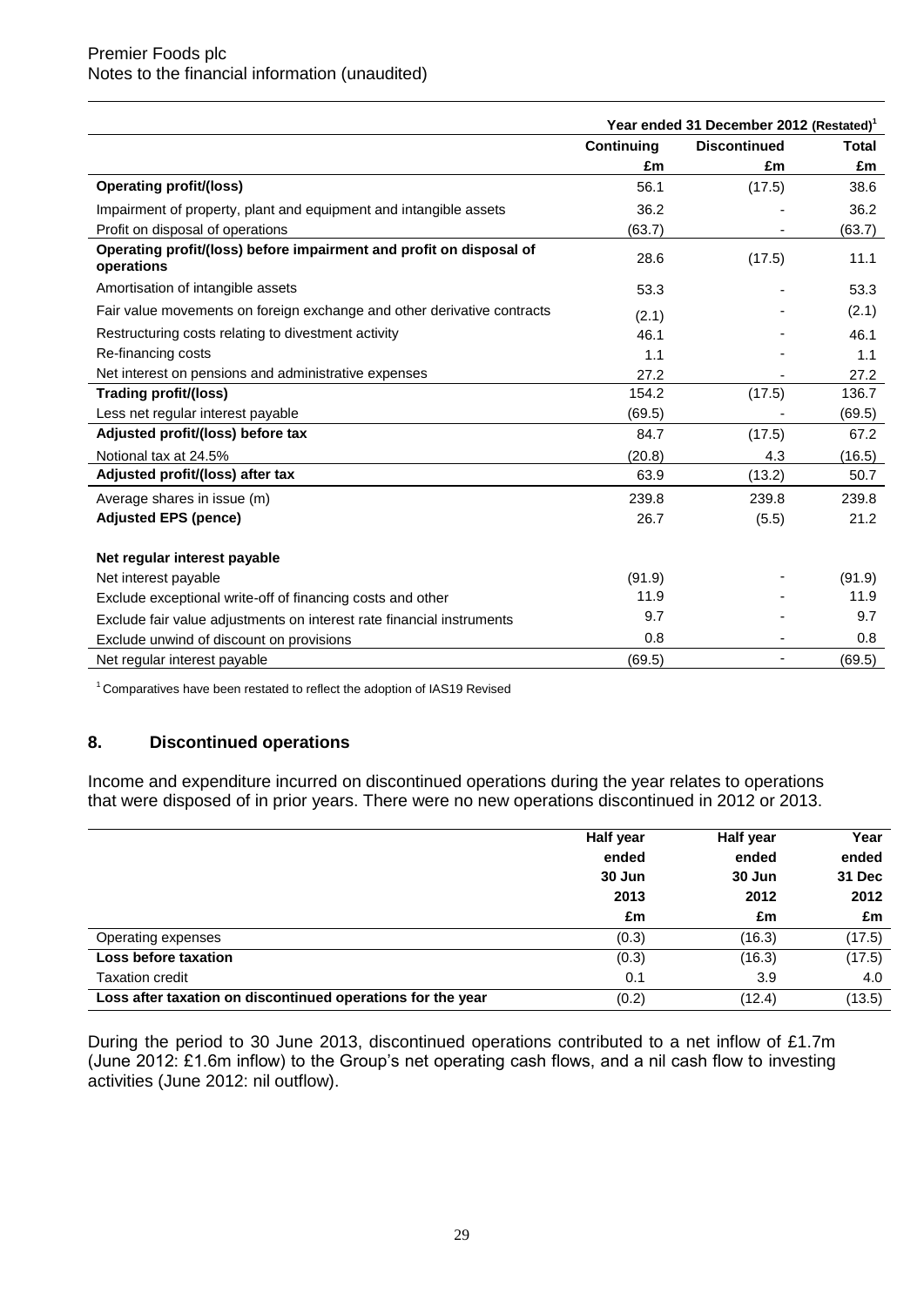| | Year ended 31 December 2012 (Restated)[1] | | |
|---|---|---|---|
| | Continuing | Discontinued | Total |
| | £m | £m | £m |
| **Operating profit/(loss)** | 56.1 | (17.5) | 38.6 |
| Impairment of property, plant and equipment and intangible assets | 36.2 | - | 36.2 |
| Profit on disposal of operations | (63.7) | - | (63.7) |
| **Operating profit/(loss) before impairment and profit on disposal of operations** | 28.6 | (17.5) | 11.1 |
| Amortisation of intangible assets | 53.3 | - | 53.3 |
| Fair value movements on foreign exchange and other derivative contracts | (2.1) | - | (2.1) |
| Restructuring costs relating to divestment activity | 46.1 | - | 46.1 |
| Re-financing costs | 1.1 | - | 1.1 |
| Net interest on pensions and administrative expenses | 27.2 | - | 27.2 |
| **Trading profit/(loss)** | 154.2 | (17.5) | 136.7 |
| Less net regular interest payable | (69.5) | - | (69.5) |
| **Adjusted profit/(loss) before tax** | 84.7 | (17.5) | 67.2 |
| Notional tax at 24.5% | (20.8) | 4.3 | (16.5) |
| **Adjusted profit/(loss) after tax** | 63.9 | (13.2) | 50.7 |
| Average shares in issue (m) | 239.8 | 239.8 | 239.8 |
| **Adjusted EPS (pence)** | 26.7 | (5.5) | 21.2 |
| | | | |
| **Net regular interest payable** | | | |
| Net interest payable | (91.9) | - | (91.9) |
| Exclude exceptional write-off of financing costs and other | 11.9 | - | 11.9 |
| Exclude fair value adjustments on interest rate financial instruments | 9.7 | - | 9.7 |
| Exclude unwind of discount on provisions | 0.8 | - | 0.8 |
| Net regular interest payable | (69.5) | - | (69.5) |

[1] Comparatives have been restated to reflect the adoption of IAS19 Revised

## 8. Discontinued operations

Income and expenditure incurred on discontinued operations during the year relates to operations that were disposed of in prior years. There were no new operations discontinued in 2012 or 2013.

| | Half year ended 30 Jun 2013 | Half year ended 30 Jun 2012 | Year ended 31 Dec 2012 |
|---|---|---|---|
| | £m | £m | £m |
| Operating expenses | (0.3) | (16.3) | (17.5) |
| **Loss before taxation** | (0.3) | (16.3) | (17.5) |
| Taxation credit | 0.1 | 3.9 | 4.0 |
| **Loss after taxation on discontinued operations for the year** | (0.2) | (12.4) | (13.5) |

During the period to 30 June 2013, discontinued operations contributed to a net inflow of £1.7m (June 2012: £1.6m inflow) to the Group's net operating cash flows, and a nil cash flow to investing activities (June 2012: nil outflow).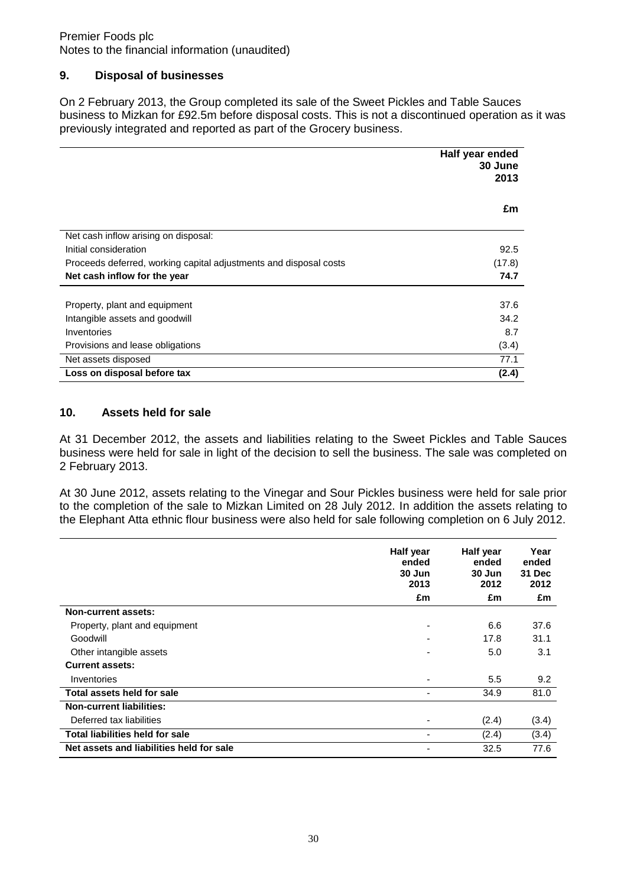Premier Foods plc
Notes to the financial information (unaudited)

## 9. Disposal of businesses

On 2 February 2013, the Group completed its sale of the Sweet Pickles and Table Sauces business to Mizkan for £92.5m before disposal costs. This is not a discontinued operation as it was previously integrated and reported as part of the Grocery business.

| | Half year ended 30 June 2013 |
|---|---|
| | £m |
| Net cash inflow arising on disposal: | |
| Initial consideration | 92.5 |
| Proceeds deferred, working capital adjustments and disposal costs | (17.8) |
| **Net cash inflow for the year** | **74.7** |
| | |
| Property, plant and equipment | 37.6 |
| Intangible assets and goodwill | 34.2 |
| Inventories | 8.7 |
| Provisions and lease obligations | (3.4) |
| Net assets disposed | 77.1 |
| **Loss on disposal before tax** | **(2.4)** |

## 10. Assets held for sale

At 31 December 2012, the assets and liabilities relating to the Sweet Pickles and Table Sauces business were held for sale in light of the decision to sell the business. The sale was completed on 2 February 2013.

At 30 June 2012, assets relating to the Vinegar and Sour Pickles business were held for sale prior to the completion of the sale to Mizkan Limited on 28 July 2012. In addition the assets relating to the Elephant Atta ethnic flour business were also held for sale following completion on 6 July 2012.

| | Half year ended 30 Jun 2013 | Half year ended 30 Jun 2012 | Year ended 31 Dec 2012 |
|---|---|---|---|
| | £m | £m | £m |
| **Non-current assets:** | | | |
| Property, plant and equipment | - | 6.6 | 37.6 |
| Goodwill | - | 17.8 | 31.1 |
| Other intangible assets | - | 5.0 | 3.1 |
| **Current assets:** | | | |
| Inventories | - | 5.5 | 9.2 |
| **Total assets held for sale** | - | 34.9 | 81.0 |
| **Non-current liabilities:** | | | |
| Deferred tax liabilities | - | (2.4) | (3.4) |
| **Total liabilities held for sale** | - | (2.4) | (3.4) |
| **Net assets and liabilities held for sale** | - | 32.5 | 77.6 |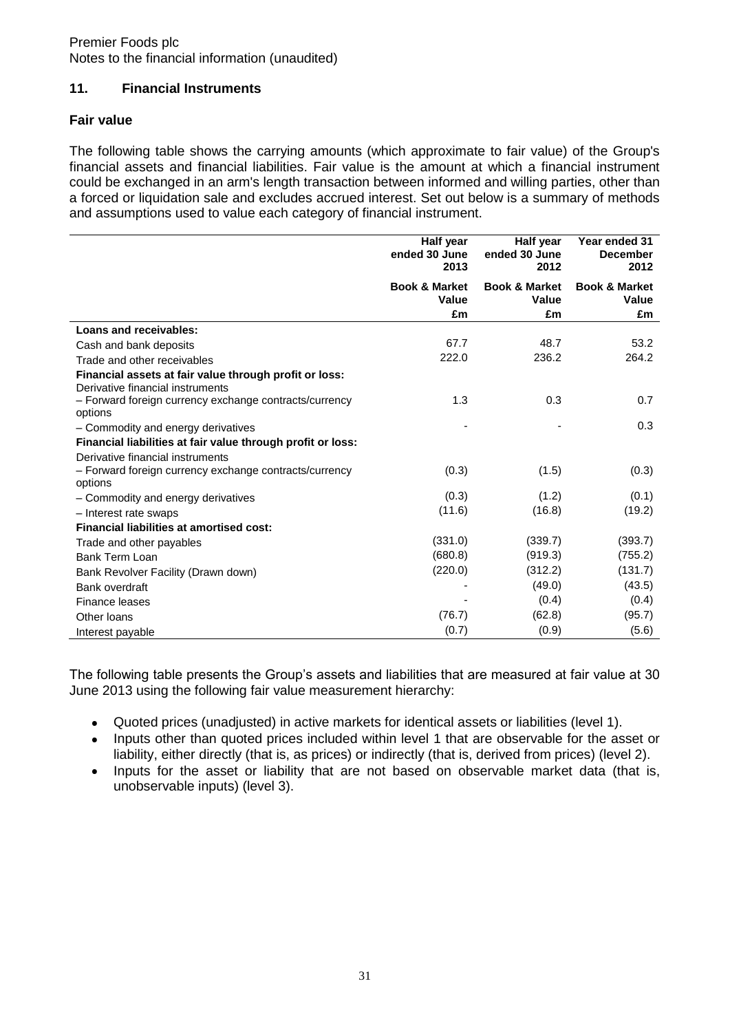Premier Foods plc
Notes to the financial information (unaudited)

## 11. Financial Instruments

### Fair value

The following table shows the carrying amounts (which approximate to fair value) of the Group's financial assets and financial liabilities. Fair value is the amount at which a financial instrument could be exchanged in an arm's length transaction between informed and willing parties, other than a forced or liquidation sale and excludes accrued interest. Set out below is a summary of methods and assumptions used to value each category of financial instrument.

| | Half year ended 30 June 2013 | Half year ended 30 June 2012 | Year ended 31 December 2012 |
|---|---|---|---|
| | **Book & Market Value** | **Book & Market Value** | **Book & Market Value** |
| | **£m** | **£m** | **£m** |
| **Loans and receivables:** | | | |
| Cash and bank deposits | 67.7 | 48.7 | 53.2 |
| Trade and other receivables | 222.0 | 236.2 | 264.2 |
| **Financial assets at fair value through profit or loss:** | | | |
| Derivative financial instruments | | | |
| – Forward foreign currency exchange contracts/currency options | 1.3 | 0.3 | 0.7 |
| – Commodity and energy derivatives | - | - | 0.3 |
| **Financial liabilities at fair value through profit or loss:** | | | |
| Derivative financial instruments | | | |
| – Forward foreign currency exchange contracts/currency options | (0.3) | (1.5) | (0.3) |
| – Commodity and energy derivatives | (0.3) | (1.2) | (0.1) |
| – Interest rate swaps | (11.6) | (16.8) | (19.2) |
| **Financial liabilities at amortised cost:** | | | |
| Trade and other payables | (331.0) | (339.7) | (393.7) |
| Bank Term Loan | (680.8) | (919.3) | (755.2) |
| Bank Revolver Facility (Drawn down) | (220.0) | (312.2) | (131.7) |
| Bank overdraft | - | (49.0) | (43.5) |
| Finance leases | - | (0.4) | (0.4) |
| Other loans | (76.7) | (62.8) | (95.7) |
| Interest payable | (0.7) | (0.9) | (5.6) |

The following table presents the Group's assets and liabilities that are measured at fair value at 30 June 2013 using the following fair value measurement hierarchy:

- Quoted prices (unadjusted) in active markets for identical assets or liabilities (level 1).
- Inputs other than quoted prices included within level 1 that are observable for the asset or liability, either directly (that is, as prices) or indirectly (that is, derived from prices) (level 2).
- Inputs for the asset or liability that are not based on observable market data (that is, unobservable inputs) (level 3).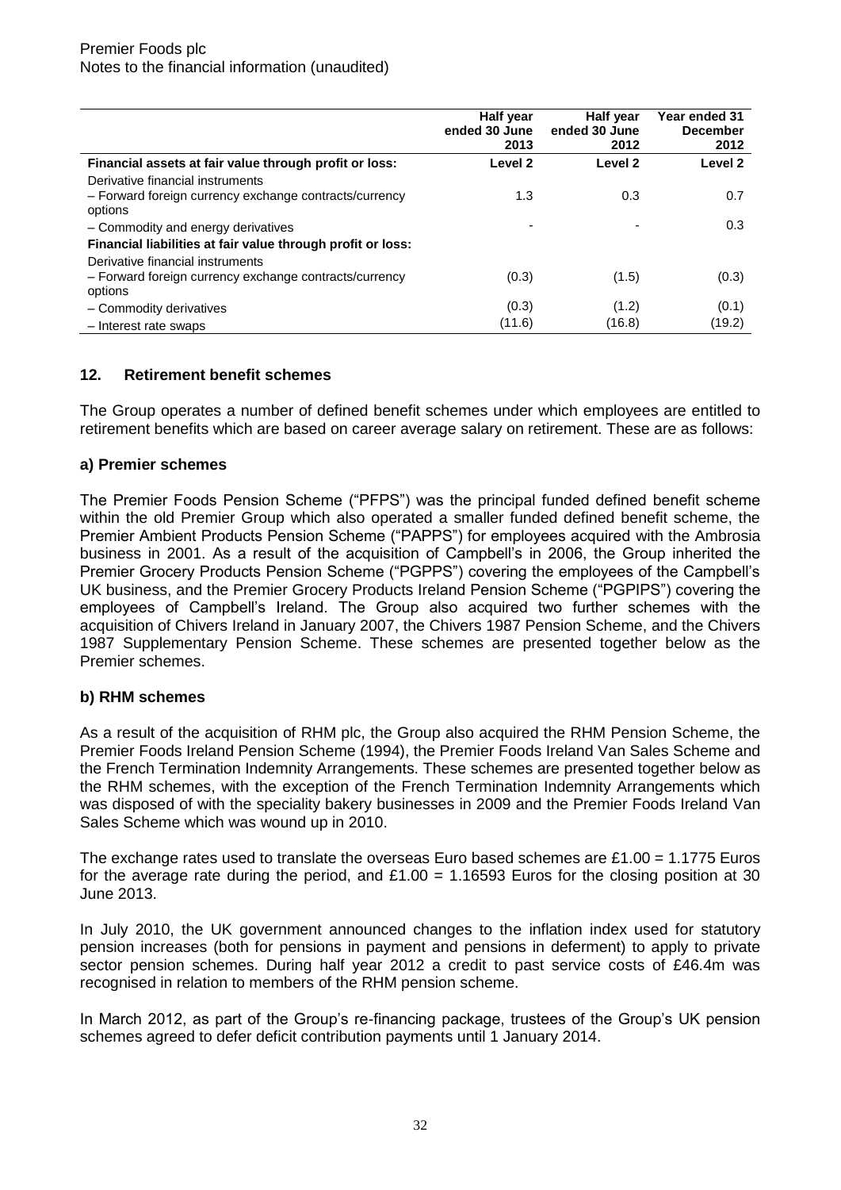|  | Half year ended 30 June 2013 | Half year ended 30 June 2012 | Year ended 31 December 2012 |
|---|---|---|---|
| **Financial assets at fair value through profit or loss:** | **Level 2** | **Level 2** | **Level 2** |
| Derivative financial instruments |  |  |  |
| – Forward foreign currency exchange contracts/currency options | 1.3 | 0.3 | 0.7 |
| – Commodity and energy derivatives | - | - | 0.3 |
| **Financial liabilities at fair value through profit or loss:** |  |  |  |
| Derivative financial instruments |  |  |  |
| – Forward foreign currency exchange contracts/currency options | (0.3) | (1.5) | (0.3) |
| – Commodity derivatives | (0.3) | (1.2) | (0.1) |
| – Interest rate swaps | (11.6) | (16.8) | (19.2) |

## 12. Retirement benefit schemes

The Group operates a number of defined benefit schemes under which employees are entitled to retirement benefits which are based on career average salary on retirement. These are as follows:

### a) Premier schemes

The Premier Foods Pension Scheme ("PFPS") was the principal funded defined benefit scheme within the old Premier Group which also operated a smaller funded defined benefit scheme, the Premier Ambient Products Pension Scheme ("PAPPS") for employees acquired with the Ambrosia business in 2001. As a result of the acquisition of Campbell's in 2006, the Group inherited the Premier Grocery Products Pension Scheme ("PGPPS") covering the employees of the Campbell's UK business, and the Premier Grocery Products Ireland Pension Scheme ("PGPIPS") covering the employees of Campbell's Ireland. The Group also acquired two further schemes with the acquisition of Chivers Ireland in January 2007, the Chivers 1987 Pension Scheme, and the Chivers 1987 Supplementary Pension Scheme. These schemes are presented together below as the Premier schemes.

### b) RHM schemes

As a result of the acquisition of RHM plc, the Group also acquired the RHM Pension Scheme, the Premier Foods Ireland Pension Scheme (1994), the Premier Foods Ireland Van Sales Scheme and the French Termination Indemnity Arrangements. These schemes are presented together below as the RHM schemes, with the exception of the French Termination Indemnity Arrangements which was disposed of with the speciality bakery businesses in 2009 and the Premier Foods Ireland Van Sales Scheme which was wound up in 2010.

The exchange rates used to translate the overseas Euro based schemes are £1.00 = 1.1775 Euros for the average rate during the period, and £1.00 = 1.16593 Euros for the closing position at 30 June 2013.

In July 2010, the UK government announced changes to the inflation index used for statutory pension increases (both for pensions in payment and pensions in deferment) to apply to private sector pension schemes. During half year 2012 a credit to past service costs of £46.4m was recognised in relation to members of the RHM pension scheme.

In March 2012, as part of the Group's re-financing package, trustees of the Group's UK pension schemes agreed to defer deficit contribution payments until 1 January 2014.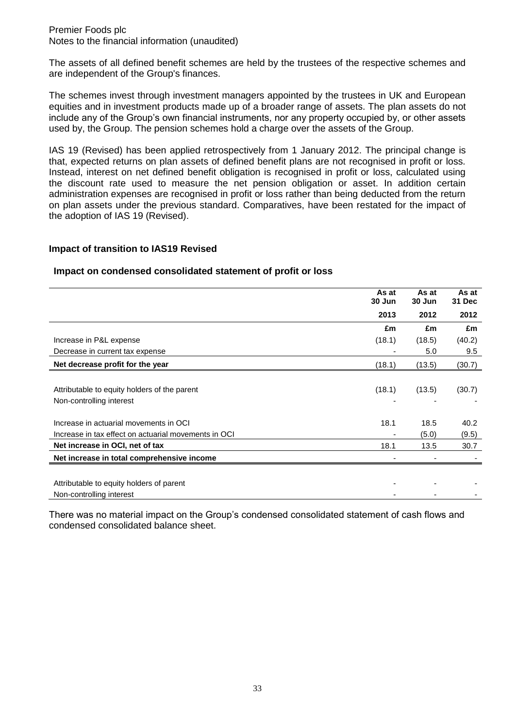The assets of all defined benefit schemes are held by the trustees of the respective schemes and are independent of the Group's finances.

The schemes invest through investment managers appointed by the trustees in UK and European equities and in investment products made up of a broader range of assets. The plan assets do not include any of the Group's own financial instruments, nor any property occupied by, or other assets used by, the Group. The pension schemes hold a charge over the assets of the Group.

IAS 19 (Revised) has been applied retrospectively from 1 January 2012. The principal change is that, expected returns on plan assets of defined benefit plans are not recognised in profit or loss. Instead, interest on net defined benefit obligation is recognised in profit or loss, calculated using the discount rate used to measure the net pension obligation or asset. In addition certain administration expenses are recognised in profit or loss rather than being deducted from the return on plan assets under the previous standard. Comparatives, have been restated for the impact of the adoption of IAS 19 (Revised).

## Impact of transition to IAS19 Revised

### Impact on condensed consolidated statement of profit or loss

| | As at 30 Jun 2013 | As at 30 Jun 2012 | As at 31 Dec 2012 |
|---|---|---|---|
| | £m | £m | £m |
| Increase in P&L expense | (18.1) | (18.5) | (40.2) |
| Decrease in current tax expense | - | 5.0 | 9.5 |
| **Net decrease profit for the year** | (18.1) | (13.5) | (30.7) |
| | | | |
| Attributable to equity holders of the parent | (18.1) | (13.5) | (30.7) |
| Non-controlling interest | - | - | - |
| | | | |
| Increase in actuarial movements in OCI | 18.1 | 18.5 | 40.2 |
| Increase in tax effect on actuarial movements in OCI | - | (5.0) | (9.5) |
| **Net increase in OCI, net of tax** | 18.1 | 13.5 | 30.7 |
| **Net increase in total comprehensive income** | - | - | - |
| | | | |
| Attributable to equity holders of parent | - | - | - |
| Non-controlling interest | - | - | - |

There was no material impact on the Group's condensed consolidated statement of cash flows and condensed consolidated balance sheet.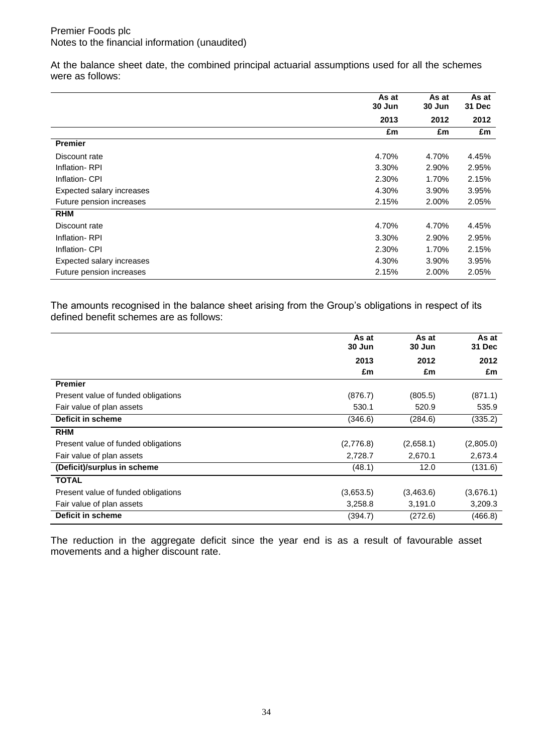At the balance sheet date, the combined principal actuarial assumptions used for all the schemes were as follows:

| | As at 30 Jun 2013 £m | As at 30 Jun 2012 £m | As at 31 Dec 2012 £m |
|---|---|---|---|
| **Premier** | | | |
| Discount rate | 4.70% | 4.70% | 4.45% |
| Inflation- RPI | 3.30% | 2.90% | 2.95% |
| Inflation- CPI | 2.30% | 1.70% | 2.15% |
| Expected salary increases | 4.30% | 3.90% | 3.95% |
| Future pension increases | 2.15% | 2.00% | 2.05% |
| **RHM** | | | |
| Discount rate | 4.70% | 4.70% | 4.45% |
| Inflation- RPI | 3.30% | 2.90% | 2.95% |
| Inflation- CPI | 2.30% | 1.70% | 2.15% |
| Expected salary increases | 4.30% | 3.90% | 3.95% |
| Future pension increases | 2.15% | 2.00% | 2.05% |

The amounts recognised in the balance sheet arising from the Group's obligations in respect of its defined benefit schemes are as follows:

| | As at 30 Jun 2013 £m | As at 30 Jun 2012 £m | As at 31 Dec 2012 £m |
|---|---|---|---|
| **Premier** | | | |
| Present value of funded obligations | (876.7) | (805.5) | (871.1) |
| Fair value of plan assets | 530.1 | 520.9 | 535.9 |
| **Deficit in scheme** | (346.6) | (284.6) | (335.2) |
| **RHM** | | | |
| Present value of funded obligations | (2,776.8) | (2,658.1) | (2,805.0) |
| Fair value of plan assets | 2,728.7 | 2,670.1 | 2,673.4 |
| **(Deficit)/surplus in scheme** | (48.1) | 12.0 | (131.6) |
| **TOTAL** | | | |
| Present value of funded obligations | (3,653.5) | (3,463.6) | (3,676.1) |
| Fair value of plan assets | 3,258.8 | 3,191.0 | 3,209.3 |
| **Deficit in scheme** | (394.7) | (272.6) | (466.8) |

The reduction in the aggregate deficit since the year end is as a result of favourable asset movements and a higher discount rate.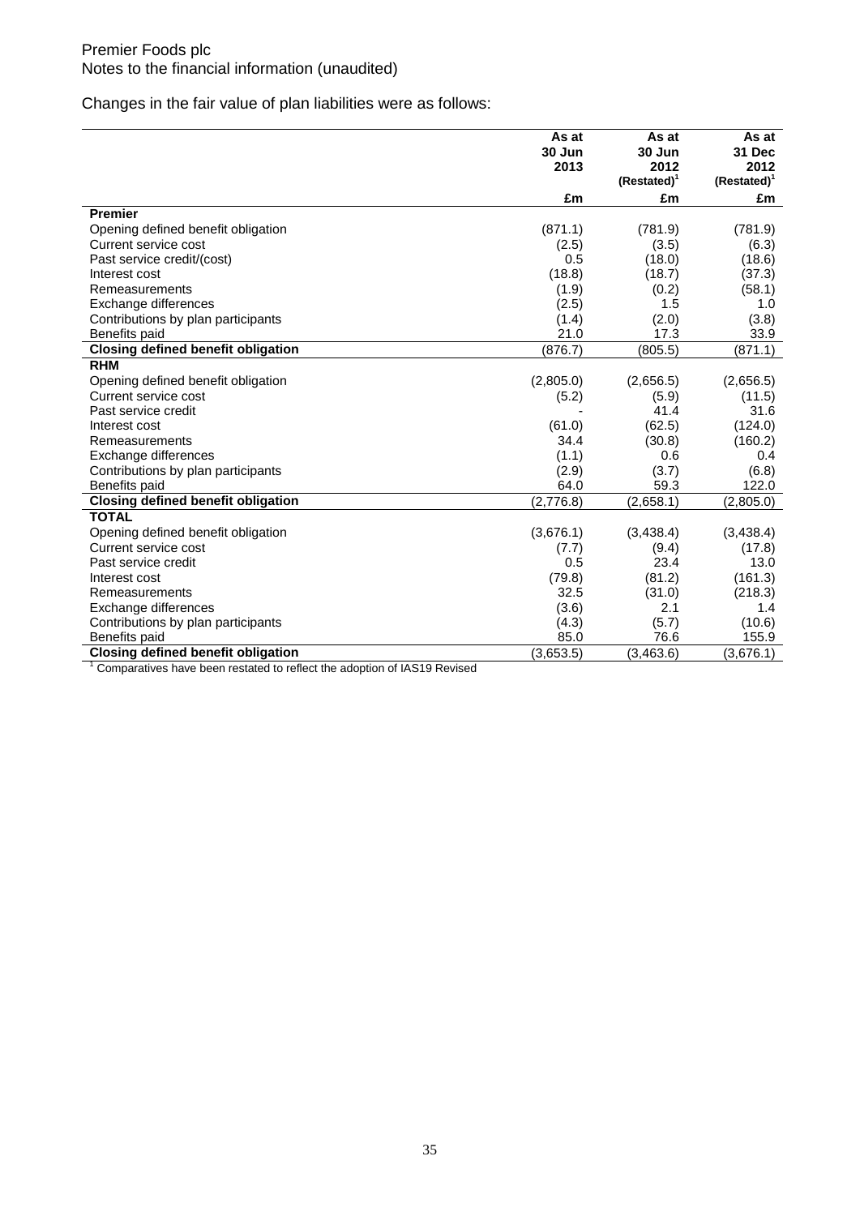Premier Foods plc
Notes to the financial information (unaudited)

Changes in the fair value of plan liabilities were as follows:

| | As at 30 Jun 2013 | As at 30 Jun 2012 (Restated)[1] | As at 31 Dec 2012 (Restated)[1] |
|---|---|---|---|
| | £m | £m | £m |
| **Premier** | | | |
| Opening defined benefit obligation | (871.1) | (781.9) | (781.9) |
| Current service cost | (2.5) | (3.5) | (6.3) |
| Past service credit/(cost) | 0.5 | (18.0) | (18.6) |
| Interest cost | (18.8) | (18.7) | (37.3) |
| Remeasurements | (1.9) | (0.2) | (58.1) |
| Exchange differences | (2.5) | 1.5 | 1.0 |
| Contributions by plan participants | (1.4) | (2.0) | (3.8) |
| Benefits paid | 21.0 | 17.3 | 33.9 |
| **Closing defined benefit obligation** | (876.7) | (805.5) | (871.1) |
| **RHM** | | | |
| Opening defined benefit obligation | (2,805.0) | (2,656.5) | (2,656.5) |
| Current service cost | (5.2) | (5.9) | (11.5) |
| Past service credit | - | 41.4 | 31.6 |
| Interest cost | (61.0) | (62.5) | (124.0) |
| Remeasurements | 34.4 | (30.8) | (160.2) |
| Exchange differences | (1.1) | 0.6 | 0.4 |
| Contributions by plan participants | (2.9) | (3.7) | (6.8) |
| Benefits paid | 64.0 | 59.3 | 122.0 |
| **Closing defined benefit obligation** | (2,776.8) | (2,658.1) | (2,805.0) |
| **TOTAL** | | | |
| Opening defined benefit obligation | (3,676.1) | (3,438.4) | (3,438.4) |
| Current service cost | (7.7) | (9.4) | (17.8) |
| Past service credit | 0.5 | 23.4 | 13.0 |
| Interest cost | (79.8) | (81.2) | (161.3) |
| Remeasurements | 32.5 | (31.0) | (218.3) |
| Exchange differences | (3.6) | 2.1 | 1.4 |
| Contributions by plan participants | (4.3) | (5.7) | (10.6) |
| Benefits paid | 85.0 | 76.6 | 155.9 |
| **Closing defined benefit obligation** | (3,653.5) | (3,463.6) | (3,676.1) |

[1] Comparatives have been restated to reflect the adoption of IAS19 Revised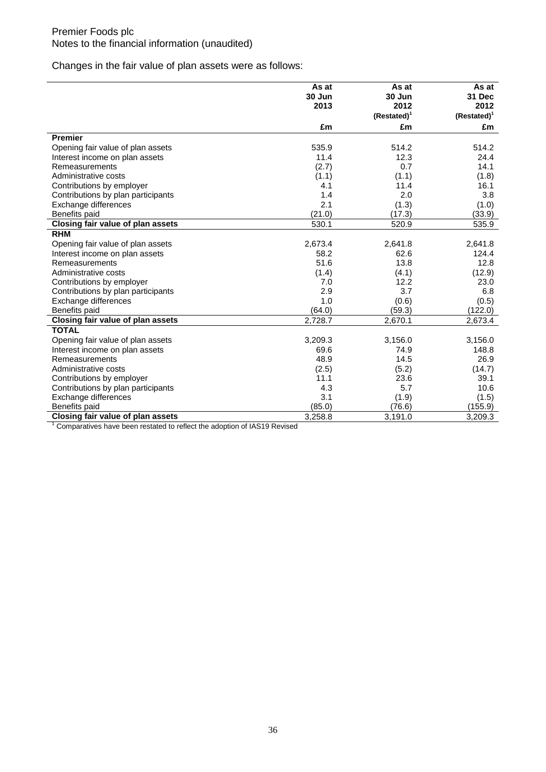Changes in the fair value of plan assets were as follows:

| | As at 30 Jun 2013 | As at 30 Jun 2012 (Restated)[1] | As at 31 Dec 2012 (Restated)[1] |
|---|---|---|---|
| | £m | £m | £m |
| **Premier** | | | |
| Opening fair value of plan assets | 535.9 | 514.2 | 514.2 |
| Interest income on plan assets | 11.4 | 12.3 | 24.4 |
| Remeasurements | (2.7) | 0.7 | 14.1 |
| Administrative costs | (1.1) | (1.1) | (1.8) |
| Contributions by employer | 4.1 | 11.4 | 16.1 |
| Contributions by plan participants | 1.4 | 2.0 | 3.8 |
| Exchange differences | 2.1 | (1.3) | (1.0) |
| Benefits paid | (21.0) | (17.3) | (33.9) |
| **Closing fair value of plan assets** | 530.1 | 520.9 | 535.9 |
| **RHM** | | | |
| Opening fair value of plan assets | 2,673.4 | 2,641.8 | 2,641.8 |
| Interest income on plan assets | 58.2 | 62.6 | 124.4 |
| Remeasurements | 51.6 | 13.8 | 12.8 |
| Administrative costs | (1.4) | (4.1) | (12.9) |
| Contributions by employer | 7.0 | 12.2 | 23.0 |
| Contributions by plan participants | 2.9 | 3.7 | 6.8 |
| Exchange differences | 1.0 | (0.6) | (0.5) |
| Benefits paid | (64.0) | (59.3) | (122.0) |
| **Closing fair value of plan assets** | 2,728.7 | 2,670.1 | 2,673.4 |
| **TOTAL** | | | |
| Opening fair value of plan assets | 3,209.3 | 3,156.0 | 3,156.0 |
| Interest income on plan assets | 69.6 | 74.9 | 148.8 |
| Remeasurements | 48.9 | 14.5 | 26.9 |
| Administrative costs | (2.5) | (5.2) | (14.7) |
| Contributions by employer | 11.1 | 23.6 | 39.1 |
| Contributions by plan participants | 4.3 | 5.7 | 10.6 |
| Exchange differences | 3.1 | (1.9) | (1.5) |
| Benefits paid | (85.0) | (76.6) | (155.9) |
| **Closing fair value of plan assets** | 3,258.8 | 3,191.0 | 3,209.3 |

[1] Comparatives have been restated to reflect the adoption of IAS19 Revised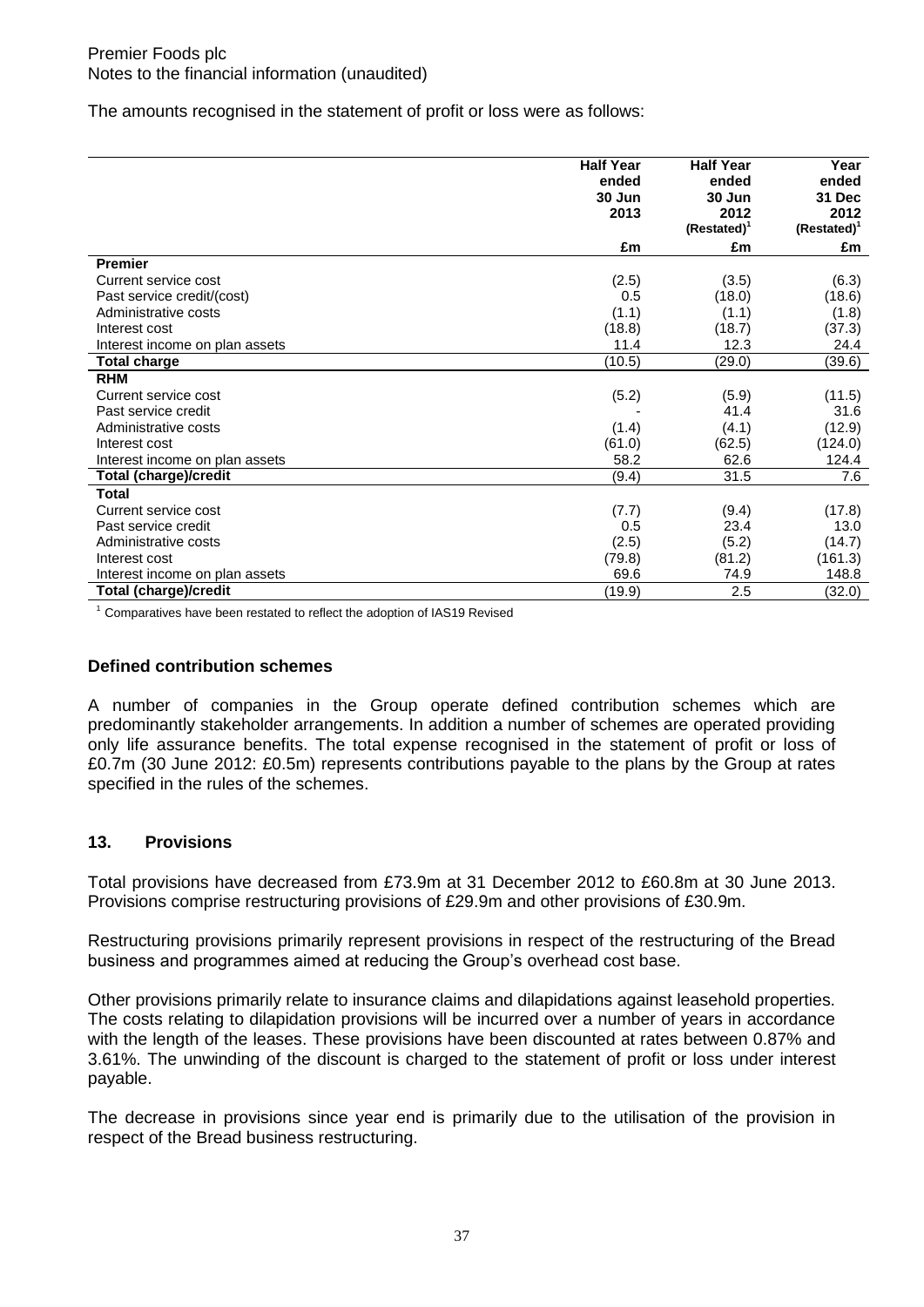The amounts recognised in the statement of profit or loss were as follows:

| | Half Year ended 30 Jun 2013 | Half Year ended 30 Jun 2012 (Restated)[1] | Year ended 31 Dec 2012 (Restated)[1] |
|---|---|---|---|
| | £m | £m | £m |
| **Premier** | | | |
| Current service cost | (2.5) | (3.5) | (6.3) |
| Past service credit/(cost) | 0.5 | (18.0) | (18.6) |
| Administrative costs | (1.1) | (1.1) | (1.8) |
| Interest cost | (18.8) | (18.7) | (37.3) |
| Interest income on plan assets | 11.4 | 12.3 | 24.4 |
| **Total charge** | (10.5) | (29.0) | (39.6) |
| **RHM** | | | |
| Current service cost | (5.2) | (5.9) | (11.5) |
| Past service credit | - | 41.4 | 31.6 |
| Administrative costs | (1.4) | (4.1) | (12.9) |
| Interest cost | (61.0) | (62.5) | (124.0) |
| Interest income on plan assets | 58.2 | 62.6 | 124.4 |
| **Total (charge)/credit** | (9.4) | 31.5 | 7.6 |
| **Total** | | | |
| Current service cost | (7.7) | (9.4) | (17.8) |
| Past service credit | 0.5 | 23.4 | 13.0 |
| Administrative costs | (2.5) | (5.2) | (14.7) |
| Interest cost | (79.8) | (81.2) | (161.3) |
| Interest income on plan assets | 69.6 | 74.9 | 148.8 |
| **Total (charge)/credit** | (19.9) | 2.5 | (32.0) |

[1] Comparatives have been restated to reflect the adoption of IAS19 Revised

### Defined contribution schemes

A number of companies in the Group operate defined contribution schemes which are predominantly stakeholder arrangements. In addition a number of schemes are operated providing only life assurance benefits. The total expense recognised in the statement of profit or loss of £0.7m (30 June 2012: £0.5m) represents contributions payable to the plans by the Group at rates specified in the rules of the schemes.

## 13. Provisions

Total provisions have decreased from £73.9m at 31 December 2012 to £60.8m at 30 June 2013. Provisions comprise restructuring provisions of £29.9m and other provisions of £30.9m.

Restructuring provisions primarily represent provisions in respect of the restructuring of the Bread business and programmes aimed at reducing the Group's overhead cost base.

Other provisions primarily relate to insurance claims and dilapidations against leasehold properties. The costs relating to dilapidation provisions will be incurred over a number of years in accordance with the length of the leases. These provisions have been discounted at rates between 0.87% and 3.61%. The unwinding of the discount is charged to the statement of profit or loss under interest payable.

The decrease in provisions since year end is primarily due to the utilisation of the provision in respect of the Bread business restructuring.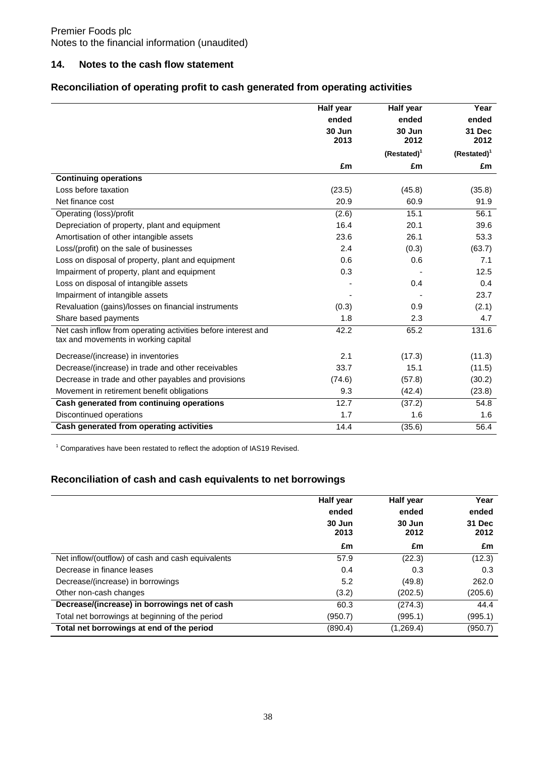## 14. Notes to the cash flow statement

### Reconciliation of operating profit to cash generated from operating activities

| | Half year ended 30 Jun 2013 | Half year ended 30 Jun 2012 (Restated)[1] | Year ended 31 Dec 2012 (Restated)[1] |
|---|---|---|---|
| | £m | £m | £m |
| **Continuing operations** | | | |
| Loss before taxation | (23.5) | (45.8) | (35.8) |
| Net finance cost | 20.9 | 60.9 | 91.9 |
| Operating (loss)/profit | (2.6) | 15.1 | 56.1 |
| Depreciation of property, plant and equipment | 16.4 | 20.1 | 39.6 |
| Amortisation of other intangible assets | 23.6 | 26.1 | 53.3 |
| Loss/(profit) on the sale of businesses | 2.4 | (0.3) | (63.7) |
| Loss on disposal of property, plant and equipment | 0.6 | 0.6 | 7.1 |
| Impairment of property, plant and equipment | 0.3 | - | 12.5 |
| Loss on disposal of intangible assets | - | 0.4 | 0.4 |
| Impairment of intangible assets | - | - | 23.7 |
| Revaluation (gains)/losses on financial instruments | (0.3) | 0.9 | (2.1) |
| Share based payments | 1.8 | 2.3 | 4.7 |
| Net cash inflow from operating activities before interest and tax and movements in working capital | 42.2 | 65.2 | 131.6 |
| Decrease/(increase) in inventories | 2.1 | (17.3) | (11.3) |
| Decrease/(increase) in trade and other receivables | 33.7 | 15.1 | (11.5) |
| Decrease in trade and other payables and provisions | (74.6) | (57.8) | (30.2) |
| Movement in retirement benefit obligations | 9.3 | (42.4) | (23.8) |
| **Cash generated from continuing operations** | 12.7 | (37.2) | 54.8 |
| Discontinued operations | 1.7 | 1.6 | 1.6 |
| **Cash generated from operating activities** | 14.4 | (35.6) | 56.4 |

[1] Comparatives have been restated to reflect the adoption of IAS19 Revised.

### Reconciliation of cash and cash equivalents to net borrowings

| | Half year ended 30 Jun 2013 | Half year ended 30 Jun 2012 | Year ended 31 Dec 2012 |
|---|---|---|---|
| | £m | £m | £m |
| Net inflow/(outflow) of cash and cash equivalents | 57.9 | (22.3) | (12.3) |
| Decrease in finance leases | 0.4 | 0.3 | 0.3 |
| Decrease/(increase) in borrowings | 5.2 | (49.8) | 262.0 |
| Other non-cash changes | (3.2) | (202.5) | (205.6) |
| **Decrease/(increase) in borrowings net of cash** | 60.3 | (274.3) | 44.4 |
| Total net borrowings at beginning of the period | (950.7) | (995.1) | (995.1) |
| **Total net borrowings at end of the period** | (890.4) | (1,269.4) | (950.7) |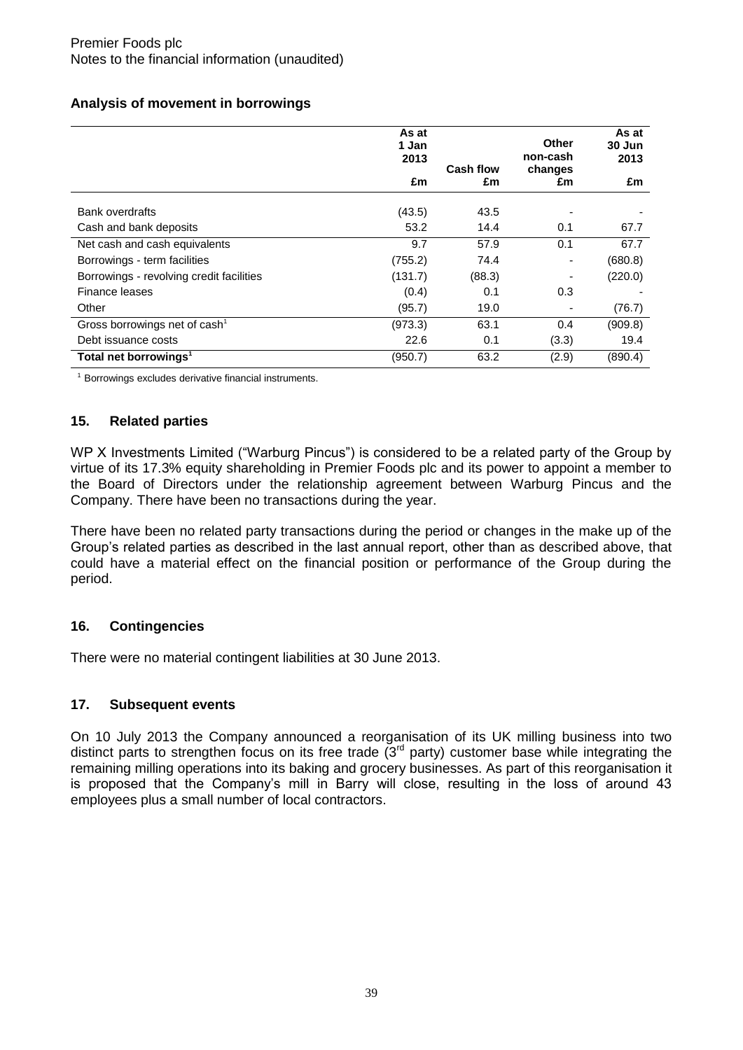Premier Foods plc
Notes to the financial information (unaudited)

## Analysis of movement in borrowings

| | As at 1 Jan 2013 £m | Cash flow £m | Other non-cash changes £m | As at 30 Jun 2013 £m |
|---|---|---|---|---|
| Bank overdrafts | (43.5) | 43.5 | - | - |
| Cash and bank deposits | 53.2 | 14.4 | 0.1 | 67.7 |
| Net cash and cash equivalents | 9.7 | 57.9 | 0.1 | 67.7 |
| Borrowings - term facilities | (755.2) | 74.4 | - | (680.8) |
| Borrowings - revolving credit facilities | (131.7) | (88.3) | - | (220.0) |
| Finance leases | (0.4) | 0.1 | 0.3 | - |
| Other | (95.7) | 19.0 | - | (76.7) |
| Gross borrowings net of cash[1] | (973.3) | 63.1 | 0.4 | (909.8) |
| Debt issuance costs | 22.6 | 0.1 | (3.3) | 19.4 |
| **Total net borrowings[1]** | (950.7) | 63.2 | (2.9) | (890.4) |

[1] Borrowings excludes derivative financial instruments.

## 15. Related parties

WP X Investments Limited ("Warburg Pincus") is considered to be a related party of the Group by virtue of its 17.3% equity shareholding in Premier Foods plc and its power to appoint a member to the Board of Directors under the relationship agreement between Warburg Pincus and the Company. There have been no transactions during the year.

There have been no related party transactions during the period or changes in the make up of the Group's related parties as described in the last annual report, other than as described above, that could have a material effect on the financial position or performance of the Group during the period.

## 16. Contingencies

There were no material contingent liabilities at 30 June 2013.

## 17. Subsequent events

On 10 July 2013 the Company announced a reorganisation of its UK milling business into two distinct parts to strengthen focus on its free trade (3rd party) customer base while integrating the remaining milling operations into its baking and grocery businesses. As part of this reorganisation it is proposed that the Company's mill in Barry will close, resulting in the loss of around 43 employees plus a small number of local contractors.